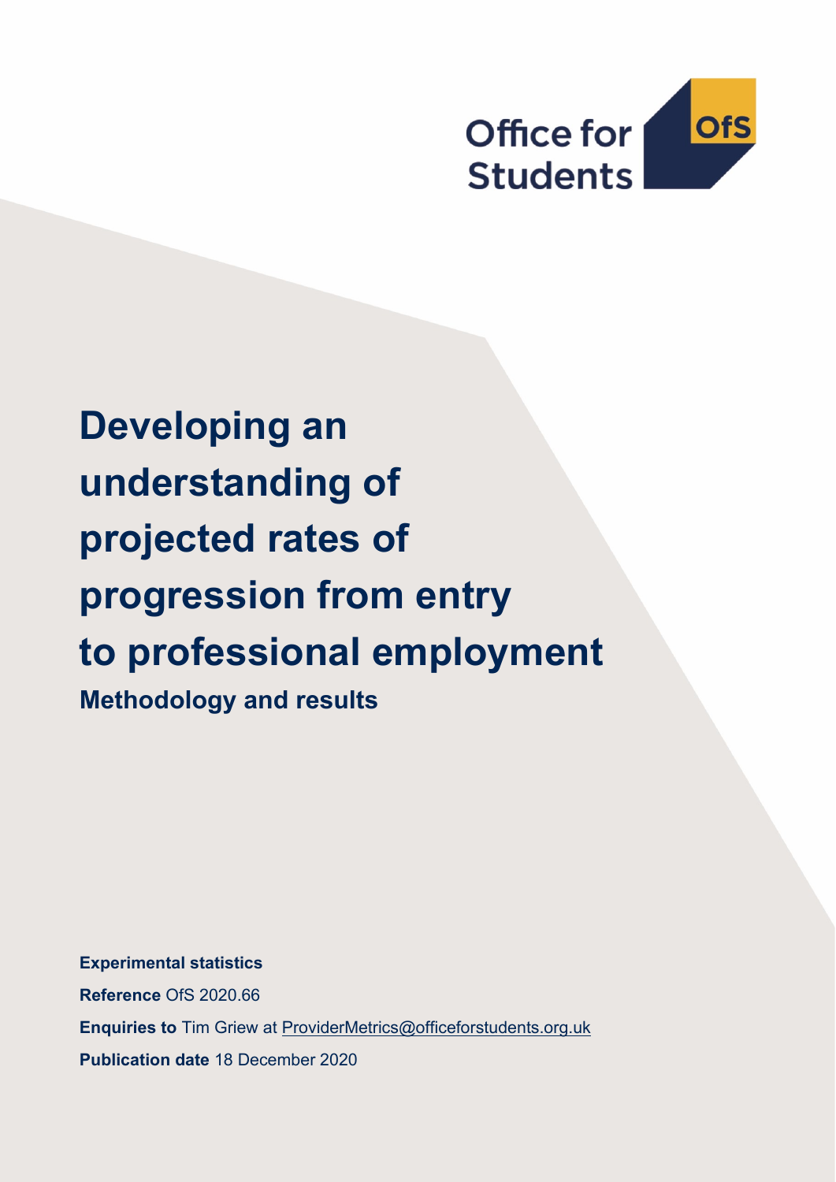# Developing an understanding of projected rates of progression from entry to professional employment

## Methodology and results

**Experimental statistics**

**Reference** OfS 2020.66

**Enquiries to** Tim Griew at ProviderMetrics@officeforstudents.org.uk

**Publication date** 18 December 2020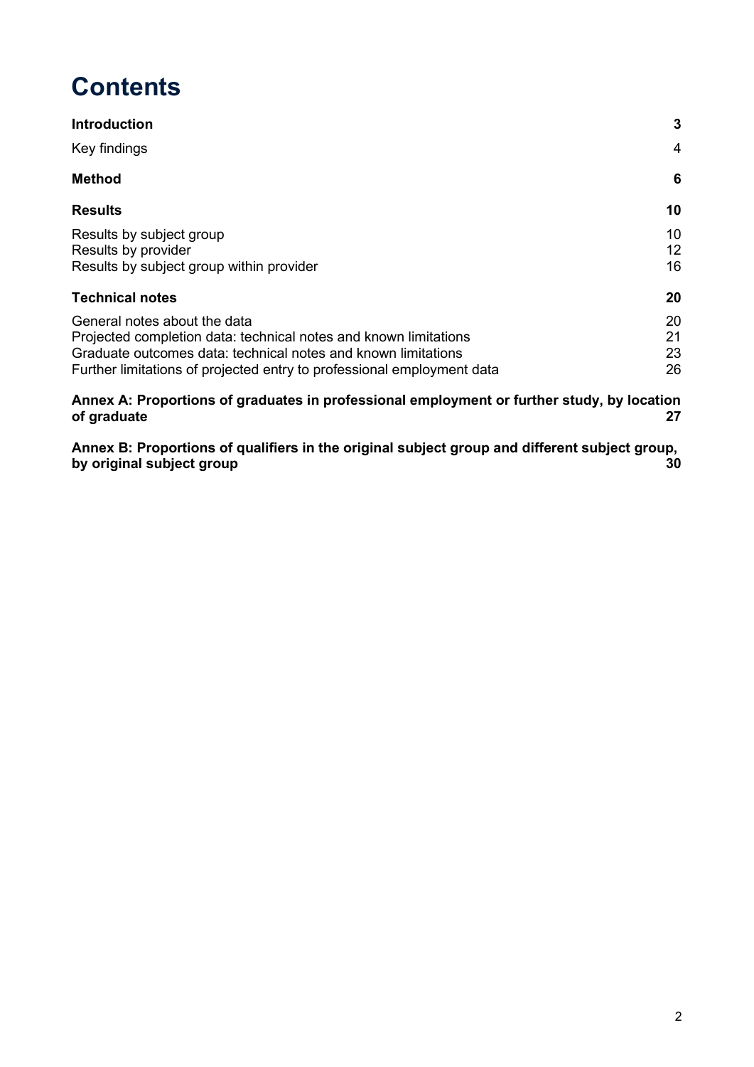# Contents

| | |
|---|---|
| **Introduction** | **3** |
| Key findings | 4 |
| **Method** | **6** |
| **Results** | **10** |
| Results by subject group | 10 |
| Results by provider | 12 |
| Results by subject group within provider | 16 |
| **Technical notes** | **20** |
| General notes about the data | 20 |
| Projected completion data: technical notes and known limitations | 21 |
| Graduate outcomes data: technical notes and known limitations | 23 |
| Further limitations of projected entry to professional employment data | 26 |
| **Annex A: Proportions of graduates in professional employment or further study, by location of graduate** | **27** |
| **Annex B: Proportions of qualifiers in the original subject group and different subject group, by original subject group** | **30** |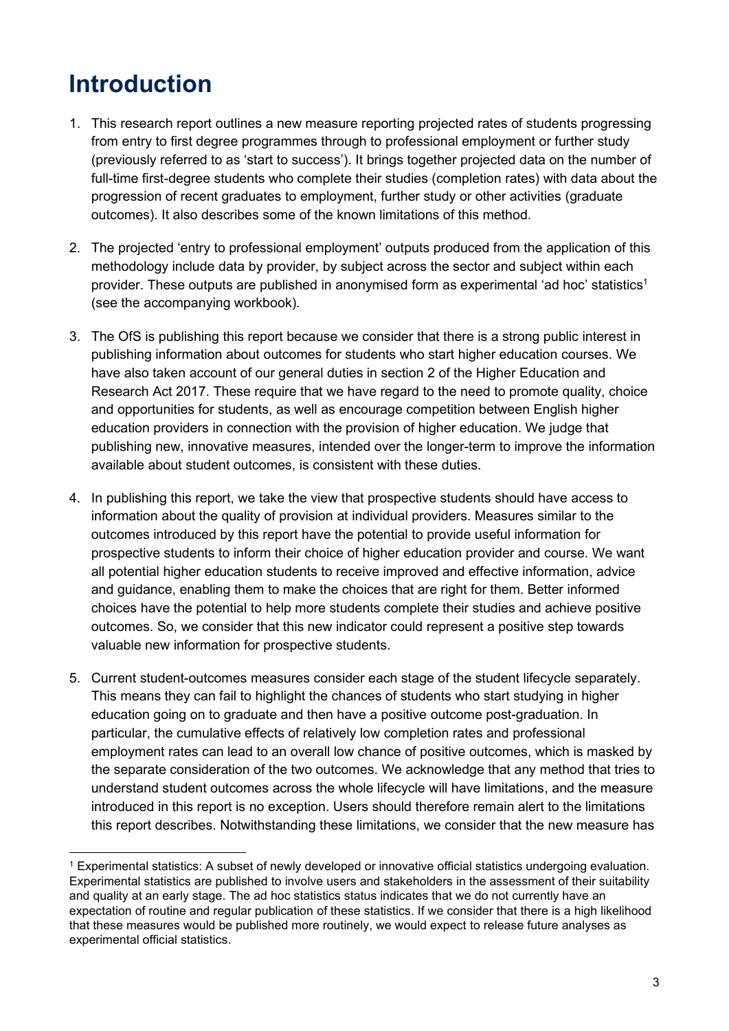# Introduction

1. This research report outlines a new measure reporting projected rates of students progressing from entry to first degree programmes through to professional employment or further study (previously referred to as 'start to success'). It brings together projected data on the number of full-time first-degree students who complete their studies (completion rates) with data about the progression of recent graduates to employment, further study or other activities (graduate outcomes). It also describes some of the known limitations of this method.

2. The projected 'entry to professional employment' outputs produced from the application of this methodology include data by provider, by subject across the sector and subject within each provider. These outputs are published in anonymised form as experimental 'ad hoc' statistics[1] (see the accompanying workbook).

3. The OfS is publishing this report because we consider that there is a strong public interest in publishing information about outcomes for students who start higher education courses. We have also taken account of our general duties in section 2 of the Higher Education and Research Act 2017. These require that we have regard to the need to promote quality, choice and opportunities for students, as well as encourage competition between English higher education providers in connection with the provision of higher education. We judge that publishing new, innovative measures, intended over the longer-term to improve the information available about student outcomes, is consistent with these duties.

4. In publishing this report, we take the view that prospective students should have access to information about the quality of provision at individual providers. Measures similar to the outcomes introduced by this report have the potential to provide useful information for prospective students to inform their choice of higher education provider and course. We want all potential higher education students to receive improved and effective information, advice and guidance, enabling them to make the choices that are right for them. Better informed choices have the potential to help more students complete their studies and achieve positive outcomes. So, we consider that this new indicator could represent a positive step towards valuable new information for prospective students.

5. Current student-outcomes measures consider each stage of the student lifecycle separately. This means they can fail to highlight the chances of students who start studying in higher education going on to graduate and then have a positive outcome post-graduation. In particular, the cumulative effects of relatively low completion rates and professional employment rates can lead to an overall low chance of positive outcomes, which is masked by the separate consideration of the two outcomes. We acknowledge that any method that tries to understand student outcomes across the whole lifecycle will have limitations, and the measure introduced in this report is no exception. Users should therefore remain alert to the limitations this report describes. Notwithstanding these limitations, we consider that the new measure has

---

[1] Experimental statistics: A subset of newly developed or innovative official statistics undergoing evaluation. Experimental statistics are published to involve users and stakeholders in the assessment of their suitability and quality at an early stage. The ad hoc statistics status indicates that we do not currently have an expectation of routine and regular publication of these statistics. If we consider that there is a high likelihood that these measures would be published more routinely, we would expect to release future analyses as experimental official statistics.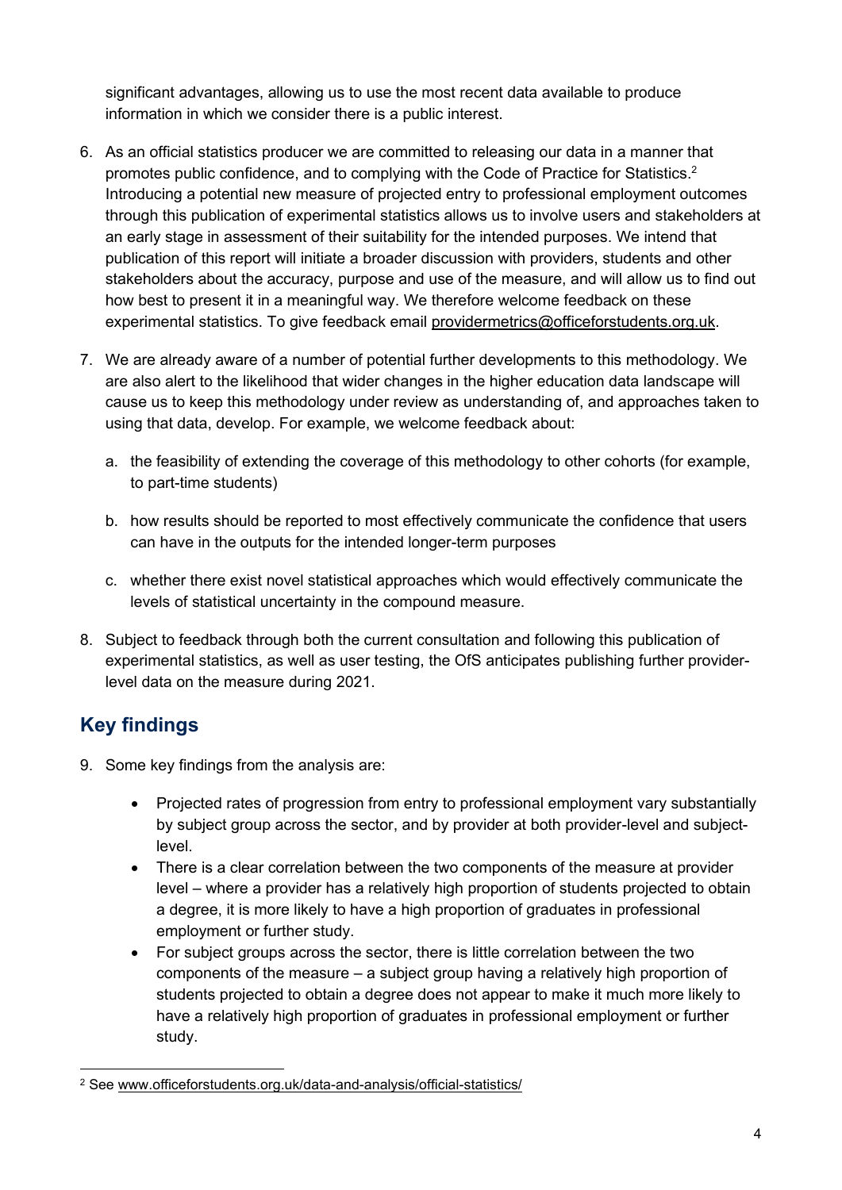significant advantages, allowing us to use the most recent data available to produce information in which we consider there is a public interest.

6. As an official statistics producer we are committed to releasing our data in a manner that promotes public confidence, and to complying with the Code of Practice for Statistics.[2] Introducing a potential new measure of projected entry to professional employment outcomes through this publication of experimental statistics allows us to involve users and stakeholders at an early stage in assessment of their suitability for the intended purposes. We intend that publication of this report will initiate a broader discussion with providers, students and other stakeholders about the accuracy, purpose and use of the measure, and will allow us to find out how best to present it in a meaningful way. We therefore welcome feedback on these experimental statistics. To give feedback email providermetrics@officeforstudents.org.uk.

7. We are already aware of a number of potential further developments to this methodology. We are also alert to the likelihood that wider changes in the higher education data landscape will cause us to keep this methodology under review as understanding of, and approaches taken to using that data, develop. For example, we welcome feedback about:

   a. the feasibility of extending the coverage of this methodology to other cohorts (for example, to part-time students)

   b. how results should be reported to most effectively communicate the confidence that users can have in the outputs for the intended longer-term purposes

   c. whether there exist novel statistical approaches which would effectively communicate the levels of statistical uncertainty in the compound measure.

8. Subject to feedback through both the current consultation and following this publication of experimental statistics, as well as user testing, the OfS anticipates publishing further provider-level data on the measure during 2021.

## Key findings

9. Some key findings from the analysis are:

   - Projected rates of progression from entry to professional employment vary substantially by subject group across the sector, and by provider at both provider-level and subject-level.
   - There is a clear correlation between the two components of the measure at provider level – where a provider has a relatively high proportion of students projected to obtain a degree, it is more likely to have a high proportion of graduates in professional employment or further study.
   - For subject groups across the sector, there is little correlation between the two components of the measure – a subject group having a relatively high proportion of students projected to obtain a degree does not appear to make it much more likely to have a relatively high proportion of graduates in professional employment or further study.

[2] See www.officeforstudents.org.uk/data-and-analysis/official-statistics/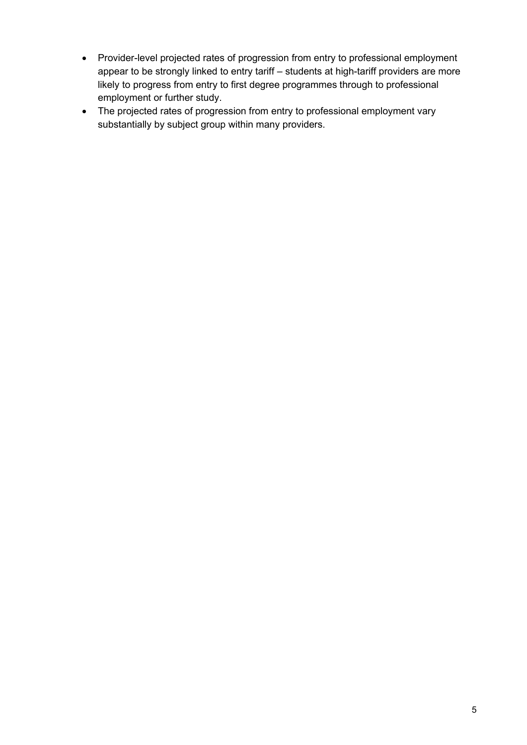- Provider-level projected rates of progression from entry to professional employment appear to be strongly linked to entry tariff – students at high-tariff providers are more likely to progress from entry to first degree programmes through to professional employment or further study.
- The projected rates of progression from entry to professional employment vary substantially by subject group within many providers.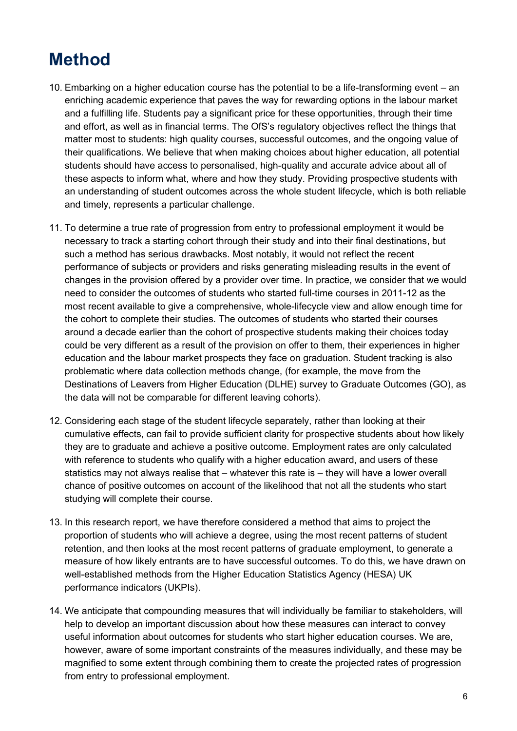# Method

10. Embarking on a higher education course has the potential to be a life-transforming event – an enriching academic experience that paves the way for rewarding options in the labour market and a fulfilling life. Students pay a significant price for these opportunities, through their time and effort, as well as in financial terms. The OfS's regulatory objectives reflect the things that matter most to students: high quality courses, successful outcomes, and the ongoing value of their qualifications. We believe that when making choices about higher education, all potential students should have access to personalised, high-quality and accurate advice about all of these aspects to inform what, where and how they study. Providing prospective students with an understanding of student outcomes across the whole student lifecycle, which is both reliable and timely, represents a particular challenge.

11. To determine a true rate of progression from entry to professional employment it would be necessary to track a starting cohort through their study and into their final destinations, but such a method has serious drawbacks. Most notably, it would not reflect the recent performance of subjects or providers and risks generating misleading results in the event of changes in the provision offered by a provider over time. In practice, we consider that we would need to consider the outcomes of students who started full-time courses in 2011-12 as the most recent available to give a comprehensive, whole-lifecycle view and allow enough time for the cohort to complete their studies. The outcomes of students who started their courses around a decade earlier than the cohort of prospective students making their choices today could be very different as a result of the provision on offer to them, their experiences in higher education and the labour market prospects they face on graduation. Student tracking is also problematic where data collection methods change, (for example, the move from the Destinations of Leavers from Higher Education (DLHE) survey to Graduate Outcomes (GO), as the data will not be comparable for different leaving cohorts).

12. Considering each stage of the student lifecycle separately, rather than looking at their cumulative effects, can fail to provide sufficient clarity for prospective students about how likely they are to graduate and achieve a positive outcome. Employment rates are only calculated with reference to students who qualify with a higher education award, and users of these statistics may not always realise that – whatever this rate is – they will have a lower overall chance of positive outcomes on account of the likelihood that not all the students who start studying will complete their course.

13. In this research report, we have therefore considered a method that aims to project the proportion of students who will achieve a degree, using the most recent patterns of student retention, and then looks at the most recent patterns of graduate employment, to generate a measure of how likely entrants are to have successful outcomes. To do this, we have drawn on well-established methods from the Higher Education Statistics Agency (HESA) UK performance indicators (UKPIs).

14. We anticipate that compounding measures that will individually be familiar to stakeholders, will help to develop an important discussion about how these measures can interact to convey useful information about outcomes for students who start higher education courses. We are, however, aware of some important constraints of the measures individually, and these may be magnified to some extent through combining them to create the projected rates of progression from entry to professional employment.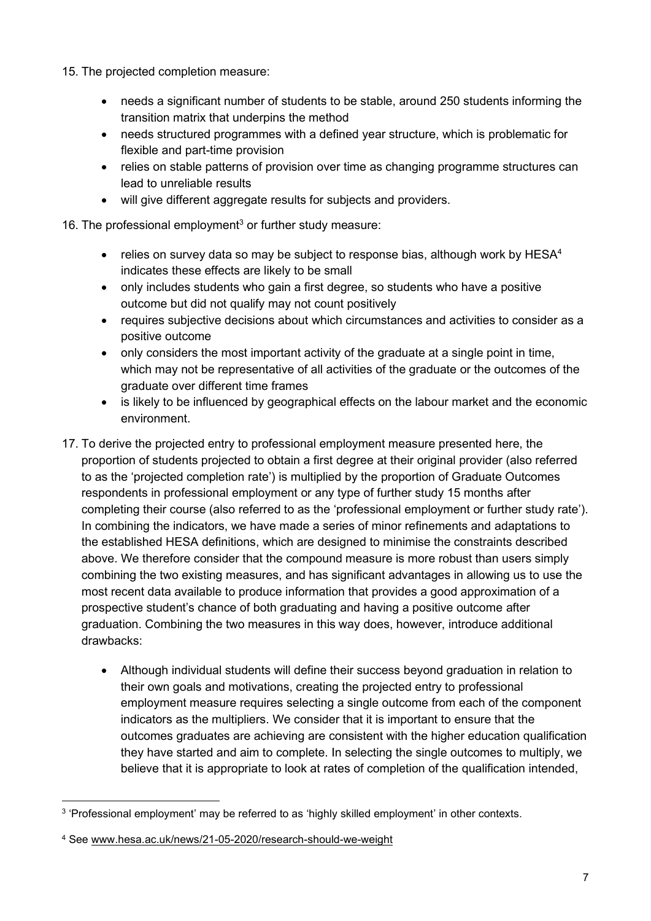15. The projected completion measure:

    - needs a significant number of students to be stable, around 250 students informing the transition matrix that underpins the method
    - needs structured programmes with a defined year structure, which is problematic for flexible and part-time provision
    - relies on stable patterns of provision over time as changing programme structures can lead to unreliable results
    - will give different aggregate results for subjects and providers.

16. The professional employment[3] or further study measure:

    - relies on survey data so may be subject to response bias, although work by HESA[4] indicates these effects are likely to be small
    - only includes students who gain a first degree, so students who have a positive outcome but did not qualify may not count positively
    - requires subjective decisions about which circumstances and activities to consider as a positive outcome
    - only considers the most important activity of the graduate at a single point in time, which may not be representative of all activities of the graduate or the outcomes of the graduate over different time frames
    - is likely to be influenced by geographical effects on the labour market and the economic environment.

17. To derive the projected entry to professional employment measure presented here, the proportion of students projected to obtain a first degree at their original provider (also referred to as the 'projected completion rate') is multiplied by the proportion of Graduate Outcomes respondents in professional employment or any type of further study 15 months after completing their course (also referred to as the 'professional employment or further study rate'). In combining the indicators, we have made a series of minor refinements and adaptations to the established HESA definitions, which are designed to minimise the constraints described above. We therefore consider that the compound measure is more robust than users simply combining the two existing measures, and has significant advantages in allowing us to use the most recent data available to produce information that provides a good approximation of a prospective student's chance of both graduating and having a positive outcome after graduation. Combining the two measures in this way does, however, introduce additional drawbacks:

    - Although individual students will define their success beyond graduation in relation to their own goals and motivations, creating the projected entry to professional employment measure requires selecting a single outcome from each of the component indicators as the multipliers. We consider that it is important to ensure that the outcomes graduates are achieving are consistent with the higher education qualification they have started and aim to complete. In selecting the single outcomes to multiply, we believe that it is appropriate to look at rates of completion of the qualification intended,

---

[3] 'Professional employment' may be referred to as 'highly skilled employment' in other contexts.

[4] See www.hesa.ac.uk/news/21-05-2020/research-should-we-weight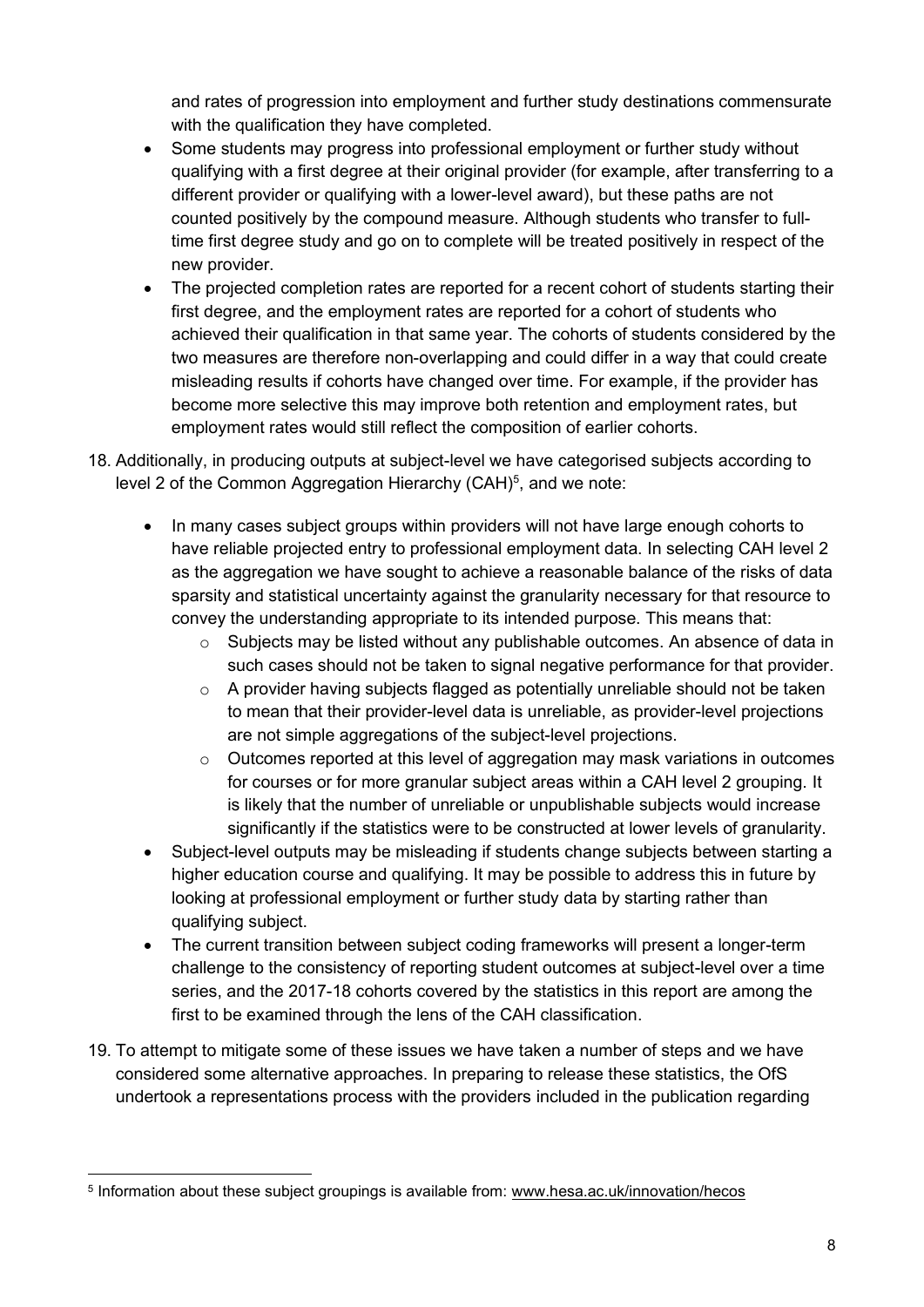and rates of progression into employment and further study destinations commensurate with the qualification they have completed.

- Some students may progress into professional employment or further study without qualifying with a first degree at their original provider (for example, after transferring to a different provider or qualifying with a lower-level award), but these paths are not counted positively by the compound measure. Although students who transfer to full-time first degree study and go on to complete will be treated positively in respect of the new provider.
- The projected completion rates are reported for a recent cohort of students starting their first degree, and the employment rates are reported for a cohort of students who achieved their qualification in that same year. The cohorts of students considered by the two measures are therefore non-overlapping and could differ in a way that could create misleading results if cohorts have changed over time. For example, if the provider has become more selective this may improve both retention and employment rates, but employment rates would still reflect the composition of earlier cohorts.

18. Additionally, in producing outputs at subject-level we have categorised subjects according to level 2 of the Common Aggregation Hierarchy (CAH)[5], and we note:

    - In many cases subject groups within providers will not have large enough cohorts to have reliable projected entry to professional employment data. In selecting CAH level 2 as the aggregation we have sought to achieve a reasonable balance of the risks of data sparsity and statistical uncertainty against the granularity necessary for that resource to convey the understanding appropriate to its intended purpose. This means that:
        - Subjects may be listed without any publishable outcomes. An absence of data in such cases should not be taken to signal negative performance for that provider.
        - A provider having subjects flagged as potentially unreliable should not be taken to mean that their provider-level data is unreliable, as provider-level projections are not simple aggregations of the subject-level projections.
        - Outcomes reported at this level of aggregation may mask variations in outcomes for courses or for more granular subject areas within a CAH level 2 grouping. It is likely that the number of unreliable or unpublishable subjects would increase significantly if the statistics were to be constructed at lower levels of granularity.
    - Subject-level outputs may be misleading if students change subjects between starting a higher education course and qualifying. It may be possible to address this in future by looking at professional employment or further study data by starting rather than qualifying subject.
    - The current transition between subject coding frameworks will present a longer-term challenge to the consistency of reporting student outcomes at subject-level over a time series, and the 2017-18 cohorts covered by the statistics in this report are among the first to be examined through the lens of the CAH classification.

19. To attempt to mitigate some of these issues we have taken a number of steps and we have considered some alternative approaches. In preparing to release these statistics, the OfS undertook a representations process with the providers included in the publication regarding

[5] Information about these subject groupings is available from: www.hesa.ac.uk/innovation/hecos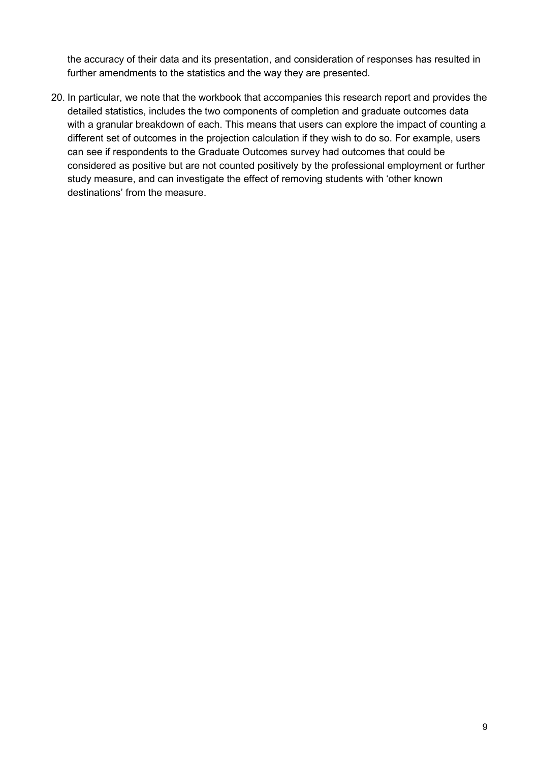the accuracy of their data and its presentation, and consideration of responses has resulted in further amendments to the statistics and the way they are presented.

20. In particular, we note that the workbook that accompanies this research report and provides the detailed statistics, includes the two components of completion and graduate outcomes data with a granular breakdown of each. This means that users can explore the impact of counting a different set of outcomes in the projection calculation if they wish to do so. For example, users can see if respondents to the Graduate Outcomes survey had outcomes that could be considered as positive but are not counted positively by the professional employment or further study measure, and can investigate the effect of removing students with 'other known destinations' from the measure.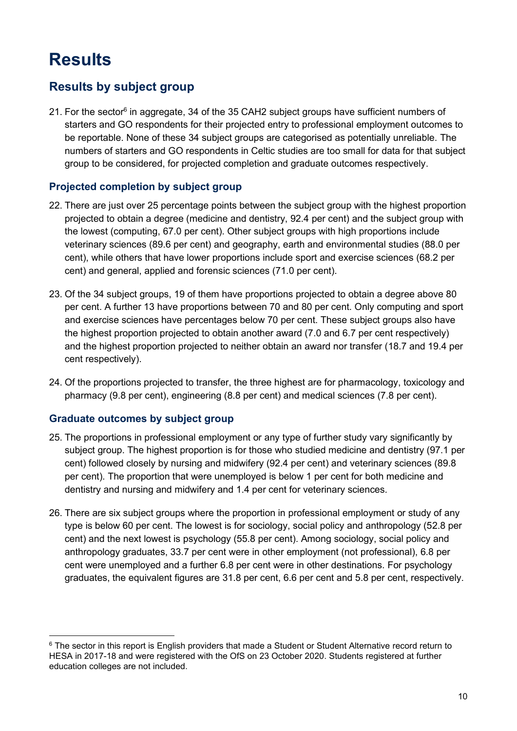# Results

## Results by subject group

21. For the sector[6] in aggregate, 34 of the 35 CAH2 subject groups have sufficient numbers of starters and GO respondents for their projected entry to professional employment outcomes to be reportable. None of these 34 subject groups are categorised as potentially unreliable. The numbers of starters and GO respondents in Celtic studies are too small for data for that subject group to be considered, for projected completion and graduate outcomes respectively.

### Projected completion by subject group

22. There are just over 25 percentage points between the subject group with the highest proportion projected to obtain a degree (medicine and dentistry, 92.4 per cent) and the subject group with the lowest (computing, 67.0 per cent). Other subject groups with high proportions include veterinary sciences (89.6 per cent) and geography, earth and environmental studies (88.0 per cent), while others that have lower proportions include sport and exercise sciences (68.2 per cent) and general, applied and forensic sciences (71.0 per cent).

23. Of the 34 subject groups, 19 of them have proportions projected to obtain a degree above 80 per cent. A further 13 have proportions between 70 and 80 per cent. Only computing and sport and exercise sciences have percentages below 70 per cent. These subject groups also have the highest proportion projected to obtain another award (7.0 and 6.7 per cent respectively) and the highest proportion projected to neither obtain an award nor transfer (18.7 and 19.4 per cent respectively).

24. Of the proportions projected to transfer, the three highest are for pharmacology, toxicology and pharmacy (9.8 per cent), engineering (8.8 per cent) and medical sciences (7.8 per cent).

### Graduate outcomes by subject group

25. The proportions in professional employment or any type of further study vary significantly by subject group. The highest proportion is for those who studied medicine and dentistry (97.1 per cent) followed closely by nursing and midwifery (92.4 per cent) and veterinary sciences (89.8 per cent). The proportion that were unemployed is below 1 per cent for both medicine and dentistry and nursing and midwifery and 1.4 per cent for veterinary sciences.

26. There are six subject groups where the proportion in professional employment or study of any type is below 60 per cent. The lowest is for sociology, social policy and anthropology (52.8 per cent) and the next lowest is psychology (55.8 per cent). Among sociology, social policy and anthropology graduates, 33.7 per cent were in other employment (not professional), 6.8 per cent were unemployed and a further 6.8 per cent were in other destinations. For psychology graduates, the equivalent figures are 31.8 per cent, 6.6 per cent and 5.8 per cent, respectively.

---

[6] The sector in this report is English providers that made a Student or Student Alternative record return to HESA in 2017-18 and were registered with the OfS on 23 October 2020. Students registered at further education colleges are not included.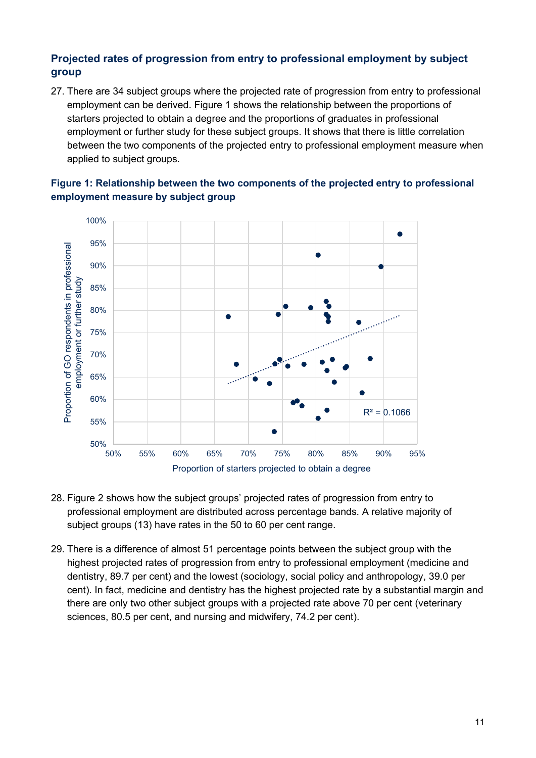### Projected rates of progression from entry to professional employment by subject group

27. There are 34 subject groups where the projected rate of progression from entry to professional employment can be derived. Figure 1 shows the relationship between the proportions of starters projected to obtain a degree and the proportions of graduates in professional employment or further study for these subject groups. It shows that there is little correlation between the two components of the projected entry to professional employment measure when applied to subject groups.

**Figure 1: Relationship between the two components of the projected entry to professional employment measure by subject group**

28. Figure 2 shows how the subject groups' projected rates of progression from entry to professional employment are distributed across percentage bands. A relative majority of subject groups (13) have rates in the 50 to 60 per cent range.

29. There is a difference of almost 51 percentage points between the subject group with the highest projected rates of progression from entry to professional employment (medicine and dentistry, 89.7 per cent) and the lowest (sociology, social policy and anthropology, 39.0 per cent). In fact, medicine and dentistry has the highest projected rate by a substantial margin and there are only two other subject groups with a projected rate above 70 per cent (veterinary sciences, 80.5 per cent, and nursing and midwifery, 74.2 per cent).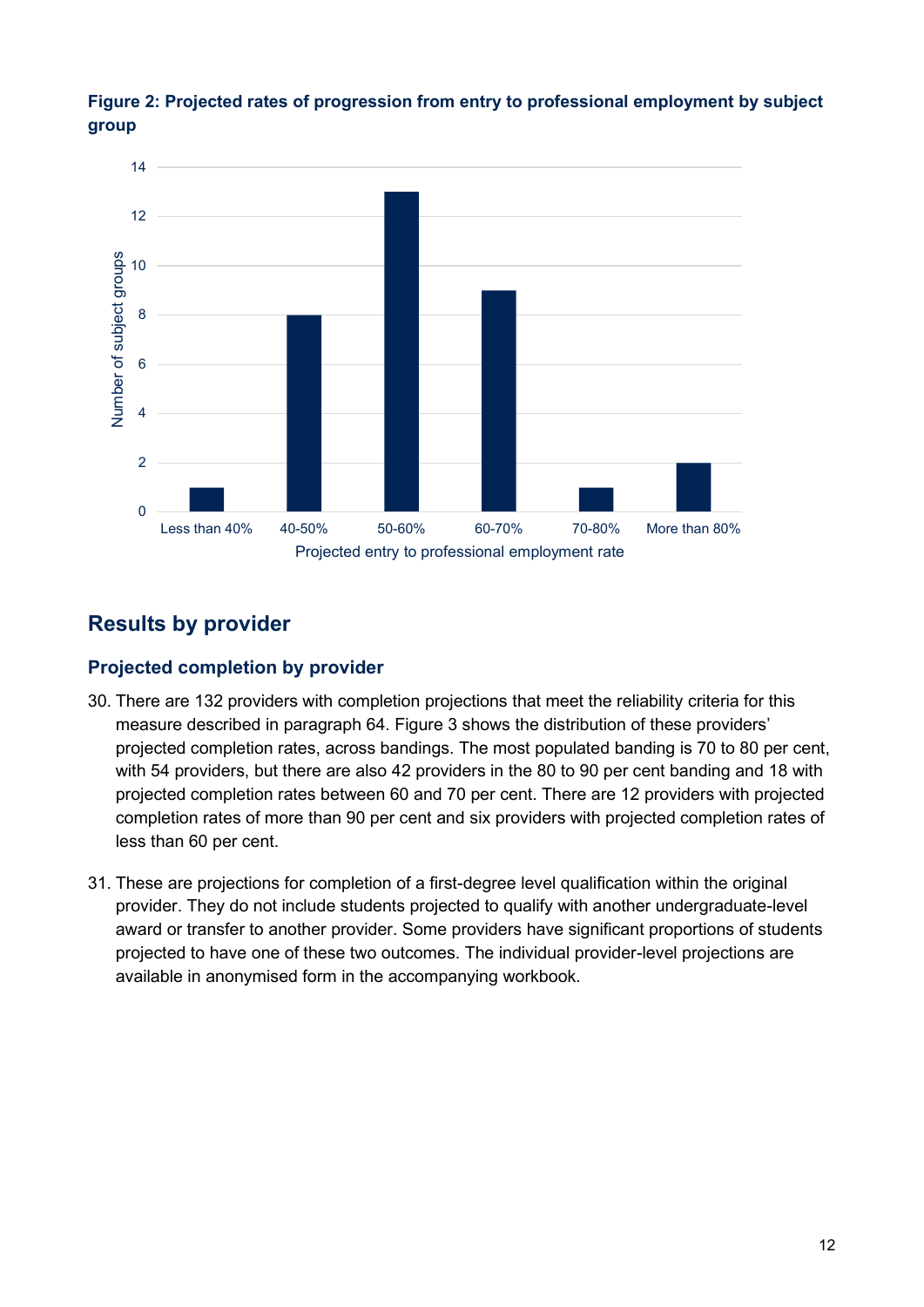**Figure 2: Projected rates of progression from entry to professional employment by subject group**

## Results by provider

### Projected completion by provider

30. There are 132 providers with completion projections that meet the reliability criteria for this measure described in paragraph 64. Figure 3 shows the distribution of these providers' projected completion rates, across bandings. The most populated banding is 70 to 80 per cent, with 54 providers, but there are also 42 providers in the 80 to 90 per cent banding and 18 with projected completion rates between 60 and 70 per cent. There are 12 providers with projected completion rates of more than 90 per cent and six providers with projected completion rates of less than 60 per cent.

31. These are projections for completion of a first-degree level qualification within the original provider. They do not include students projected to qualify with another undergraduate-level award or transfer to another provider. Some providers have significant proportions of students projected to have one of these two outcomes. The individual provider-level projections are available in anonymised form in the accompanying workbook.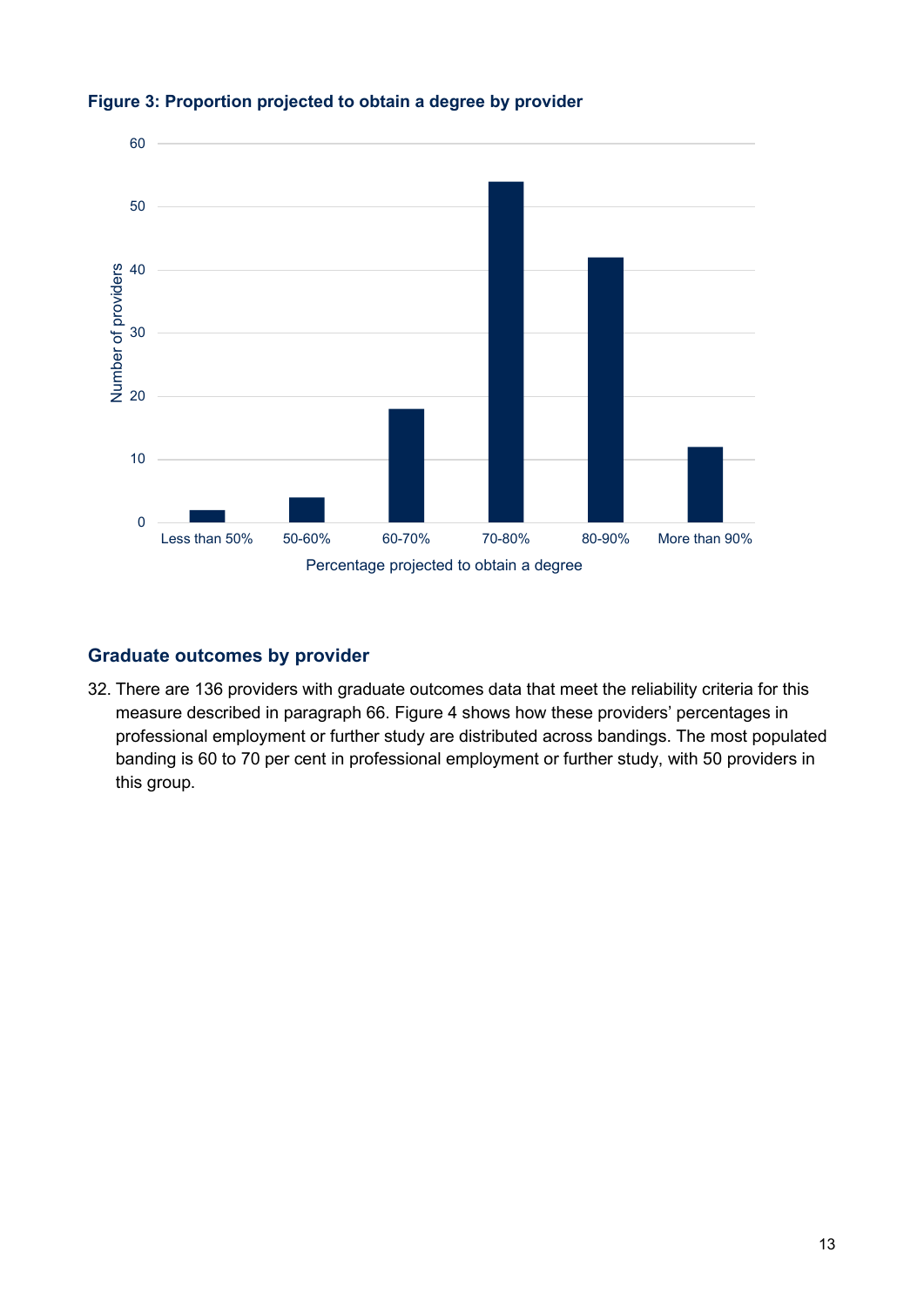**Figure 3: Proportion projected to obtain a degree by provider**

| Percentage projected to obtain a degree | Number of providers |
| --- | --- |
| Less than 50% | 2 |
| 50-60% | 4 |
| 60-70% | 18 |
| 70-80% | 54 |
| 80-90% | 42 |
| More than 90% | 12 |

## Graduate outcomes by provider

32. There are 136 providers with graduate outcomes data that meet the reliability criteria for this measure described in paragraph 66. Figure 4 shows how these providers' percentages in professional employment or further study are distributed across bandings. The most populated banding is 60 to 70 per cent in professional employment or further study, with 50 providers in this group.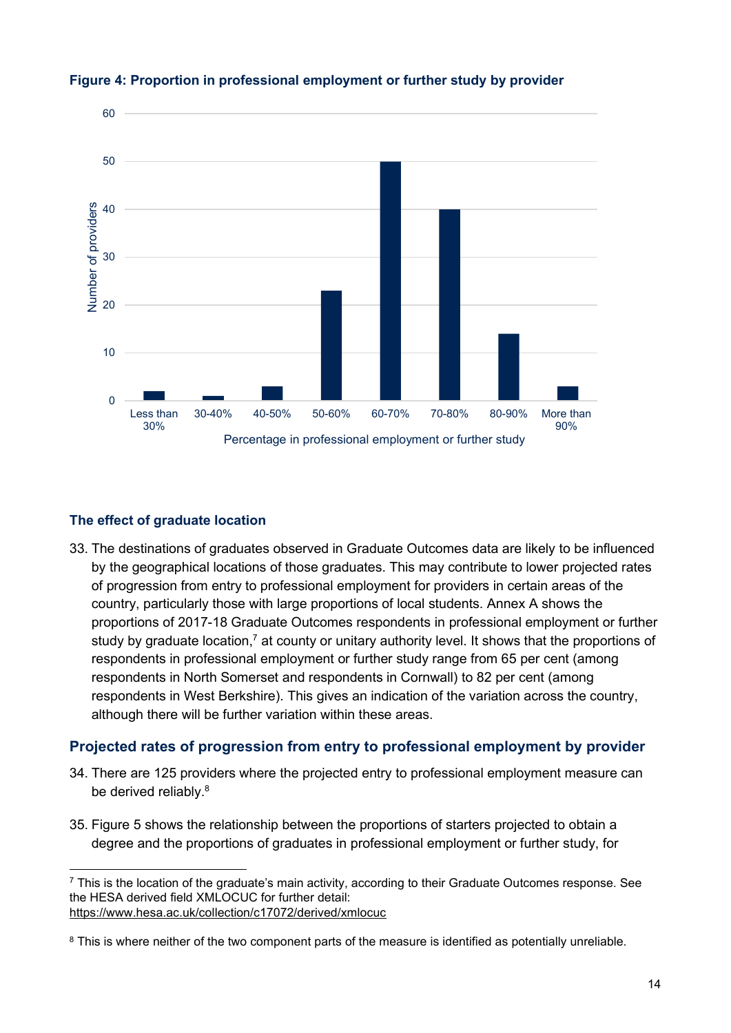**Figure 4: Proportion in professional employment or further study by provider**

### The effect of graduate location

33. The destinations of graduates observed in Graduate Outcomes data are likely to be influenced by the geographical locations of those graduates. This may contribute to lower projected rates of progression from entry to professional employment for providers in certain areas of the country, particularly those with large proportions of local students. Annex A shows the proportions of 2017-18 Graduate Outcomes respondents in professional employment or further study by graduate location,[7] at county or unitary authority level. It shows that the proportions of respondents in professional employment or further study range from 65 per cent (among respondents in North Somerset and respondents in Cornwall) to 82 per cent (among respondents in West Berkshire). This gives an indication of the variation across the country, although there will be further variation within these areas.

### Projected rates of progression from entry to professional employment by provider

34. There are 125 providers where the projected entry to professional employment measure can be derived reliably.[8]

35. Figure 5 shows the relationship between the proportions of starters projected to obtain a degree and the proportions of graduates in professional employment or further study, for

---

[7] This is the location of the graduate's main activity, according to their Graduate Outcomes response. See the HESA derived field XMLOCUC for further detail: https://www.hesa.ac.uk/collection/c17072/derived/xmlocuc

[8] This is where neither of the two component parts of the measure is identified as potentially unreliable.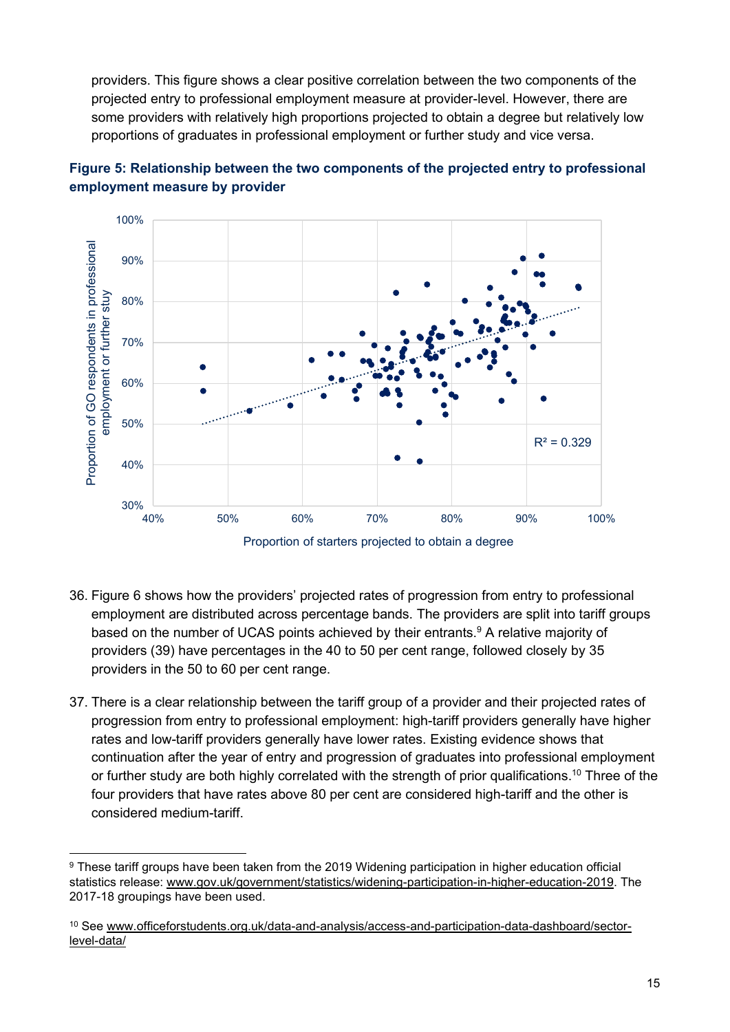providers. This figure shows a clear positive correlation between the two components of the projected entry to professional employment measure at provider-level. However, there are some providers with relatively high proportions projected to obtain a degree but relatively low proportions of graduates in professional employment or further study and vice versa.

**Figure 5: Relationship between the two components of the projected entry to professional employment measure by provider**

36. Figure 6 shows how the providers' projected rates of progression from entry to professional employment are distributed across percentage bands. The providers are split into tariff groups based on the number of UCAS points achieved by their entrants.[9] A relative majority of providers (39) have percentages in the 40 to 50 per cent range, followed closely by 35 providers in the 50 to 60 per cent range.

37. There is a clear relationship between the tariff group of a provider and their projected rates of progression from entry to professional employment: high-tariff providers generally have higher rates and low-tariff providers generally have lower rates. Existing evidence shows that continuation after the year of entry and progression of graduates into professional employment or further study are both highly correlated with the strength of prior qualifications.[10] Three of the four providers that have rates above 80 per cent are considered high-tariff and the other is considered medium-tariff.

---

[9] These tariff groups have been taken from the 2019 Widening participation in higher education official statistics release: www.gov.uk/government/statistics/widening-participation-in-higher-education-2019. The 2017-18 groupings have been used.

[10] See www.officeforstudents.org.uk/data-and-analysis/access-and-participation-data-dashboard/sector-level-data/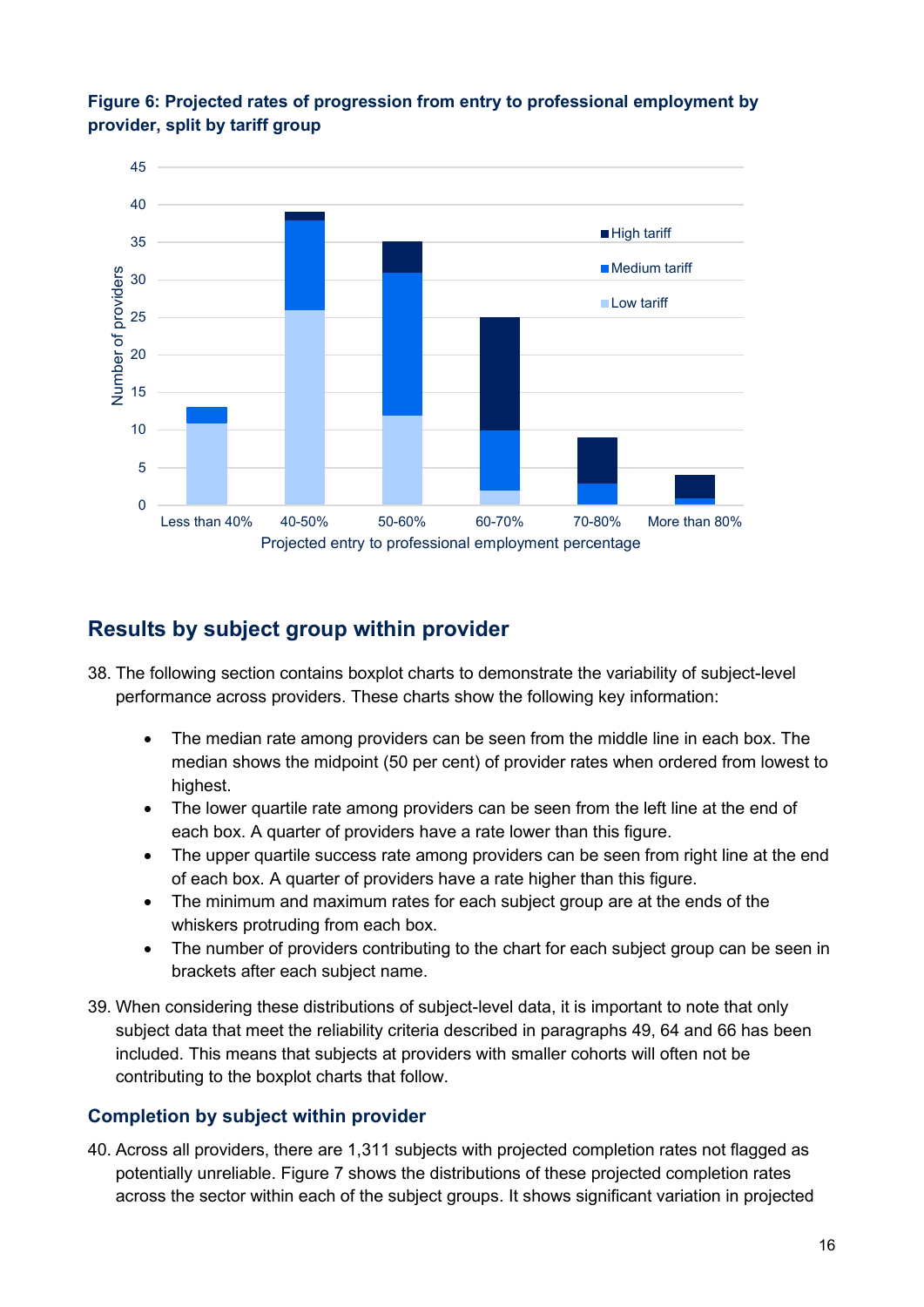**Figure 6: Projected rates of progression from entry to professional employment by provider, split by tariff group**

| Projected entry to professional employment percentage | Low tariff | Medium tariff | High tariff |
|---|---|---|---|
| Less than 40% | 11 | 2 | 0 |
| 40-50% | 26 | 12 | 1 |
| 50-60% | 12 | 19 | 4 |
| 60-70% | 2 | 8 | 15 |
| 70-80% | 0 | 3 | 6 |
| More than 80% | 0 | 1 | 3 |

## Results by subject group within provider

38. The following section contains boxplot charts to demonstrate the variability of subject-level performance across providers. These charts show the following key information:

    - The median rate among providers can be seen from the middle line in each box. The median shows the midpoint (50 per cent) of provider rates when ordered from lowest to highest.
    - The lower quartile rate among providers can be seen from the left line at the end of each box. A quarter of providers have a rate lower than this figure.
    - The upper quartile success rate among providers can be seen from right line at the end of each box. A quarter of providers have a rate higher than this figure.
    - The minimum and maximum rates for each subject group are at the ends of the whiskers protruding from each box.
    - The number of providers contributing to the chart for each subject group can be seen in brackets after each subject name.

39. When considering these distributions of subject-level data, it is important to note that only subject data that meet the reliability criteria described in paragraphs 49, 64 and 66 has been included. This means that subjects at providers with smaller cohorts will often not be contributing to the boxplot charts that follow.

### Completion by subject within provider

40. Across all providers, there are 1,311 subjects with projected completion rates not flagged as potentially unreliable. Figure 7 shows the distributions of these projected completion rates across the sector within each of the subject groups. It shows significant variation in projected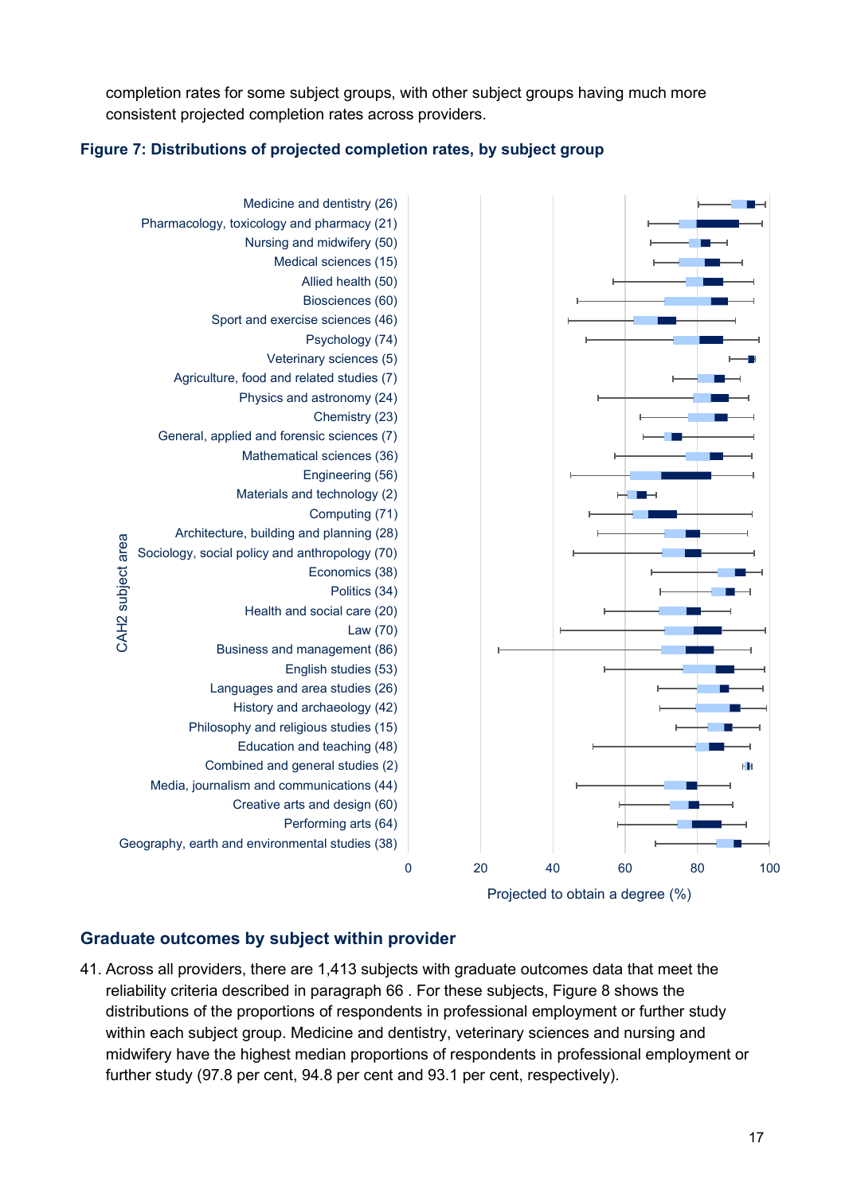completion rates for some subject groups, with other subject groups having much more consistent projected completion rates across providers.

**Figure 7: Distributions of projected completion rates, by subject group**

CAH2 subject area:

- Medicine and dentistry (26)
- Pharmacology, toxicology and pharmacy (21)
- Nursing and midwifery (50)
- Medical sciences (15)
- Allied health (50)
- Biosciences (60)
- Sport and exercise sciences (46)
- Psychology (74)
- Veterinary sciences (5)
- Agriculture, food and related studies (7)
- Physics and astronomy (24)
- Chemistry (23)
- General, applied and forensic sciences (7)
- Mathematical sciences (36)
- Engineering (56)
- Materials and technology (2)
- Computing (71)
- Architecture, building and planning (28)
- Sociology, social policy and anthropology (70)
- Economics (38)
- Politics (34)
- Health and social care (20)
- Law (70)
- Business and management (86)
- English studies (53)
- Languages and area studies (26)
- History and archaeology (42)
- Philosophy and religious studies (15)
- Education and teaching (48)
- Combined and general studies (2)
- Media, journalism and communications (44)
- Creative arts and design (60)
- Performing arts (64)
- Geography, earth and environmental studies (38)

X-axis: Projected to obtain a degree (%), scale 0 to 100.

## Graduate outcomes by subject within provider

41. Across all providers, there are 1,413 subjects with graduate outcomes data that meet the reliability criteria described in paragraph 66 . For these subjects, Figure 8 shows the distributions of the proportions of respondents in professional employment or further study within each subject group. Medicine and dentistry, veterinary sciences and nursing and midwifery have the highest median proportions of respondents in professional employment or further study (97.8 per cent, 94.8 per cent and 93.1 per cent, respectively).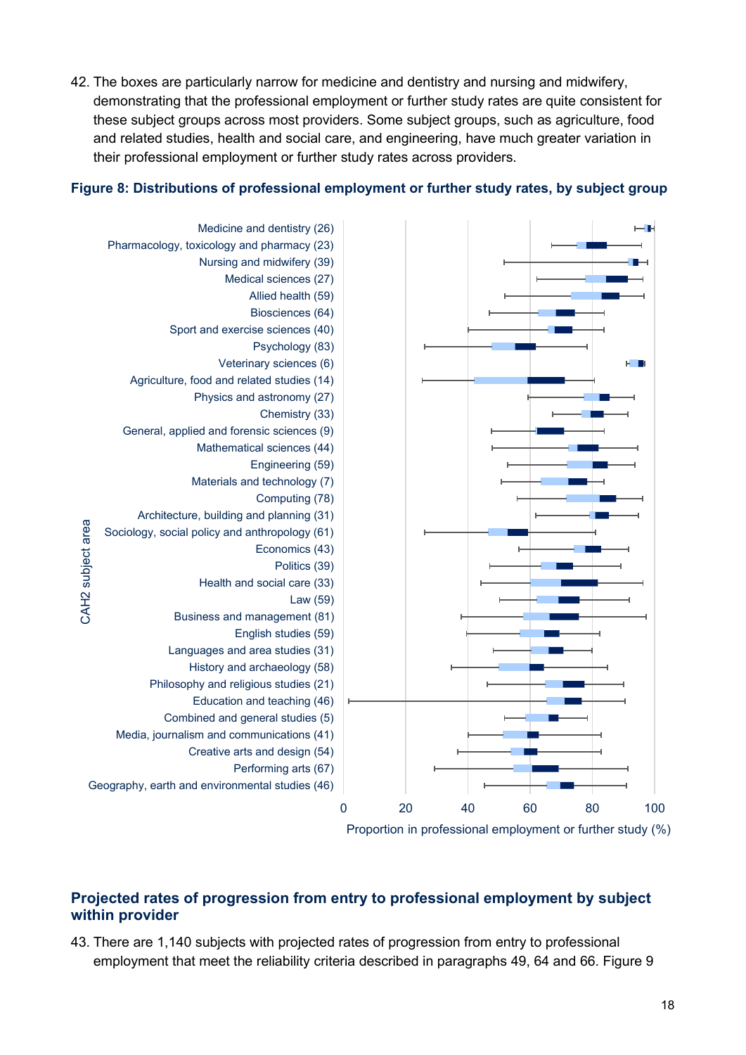42. The boxes are particularly narrow for medicine and dentistry and nursing and midwifery, demonstrating that the professional employment or further study rates are quite consistent for these subject groups across most providers. Some subject groups, such as agriculture, food and related studies, health and social care, and engineering, have much greater variation in their professional employment or further study rates across providers.

**Figure 8: Distributions of professional employment or further study rates, by subject group**

CAH2 subject area

- Medicine and dentistry (26)
- Pharmacology, toxicology and pharmacy (23)
- Nursing and midwifery (39)
- Medical sciences (27)
- Allied health (59)
- Biosciences (64)
- Sport and exercise sciences (40)
- Psychology (83)
- Veterinary sciences (6)
- Agriculture, food and related studies (14)
- Physics and astronomy (27)
- Chemistry (33)
- General, applied and forensic sciences (9)
- Mathematical sciences (44)
- Engineering (59)
- Materials and technology (7)
- Computing (78)
- Architecture, building and planning (31)
- Sociology, social policy and anthropology (61)
- Economics (43)
- Politics (39)
- Health and social care (33)
- Law (59)
- Business and management (81)
- English studies (59)
- Languages and area studies (31)
- History and archaeology (58)
- Philosophy and religious studies (21)
- Education and teaching (46)
- Combined and general studies (5)
- Media, journalism and communications (41)
- Creative arts and design (54)
- Performing arts (67)
- Geography, earth and environmental studies (46)

0 20 40 60 80 100

Proportion in professional employment or further study (%)

## Projected rates of progression from entry to professional employment by subject within provider

43. There are 1,140 subjects with projected rates of progression from entry to professional employment that meet the reliability criteria described in paragraphs 49, 64 and 66. Figure 9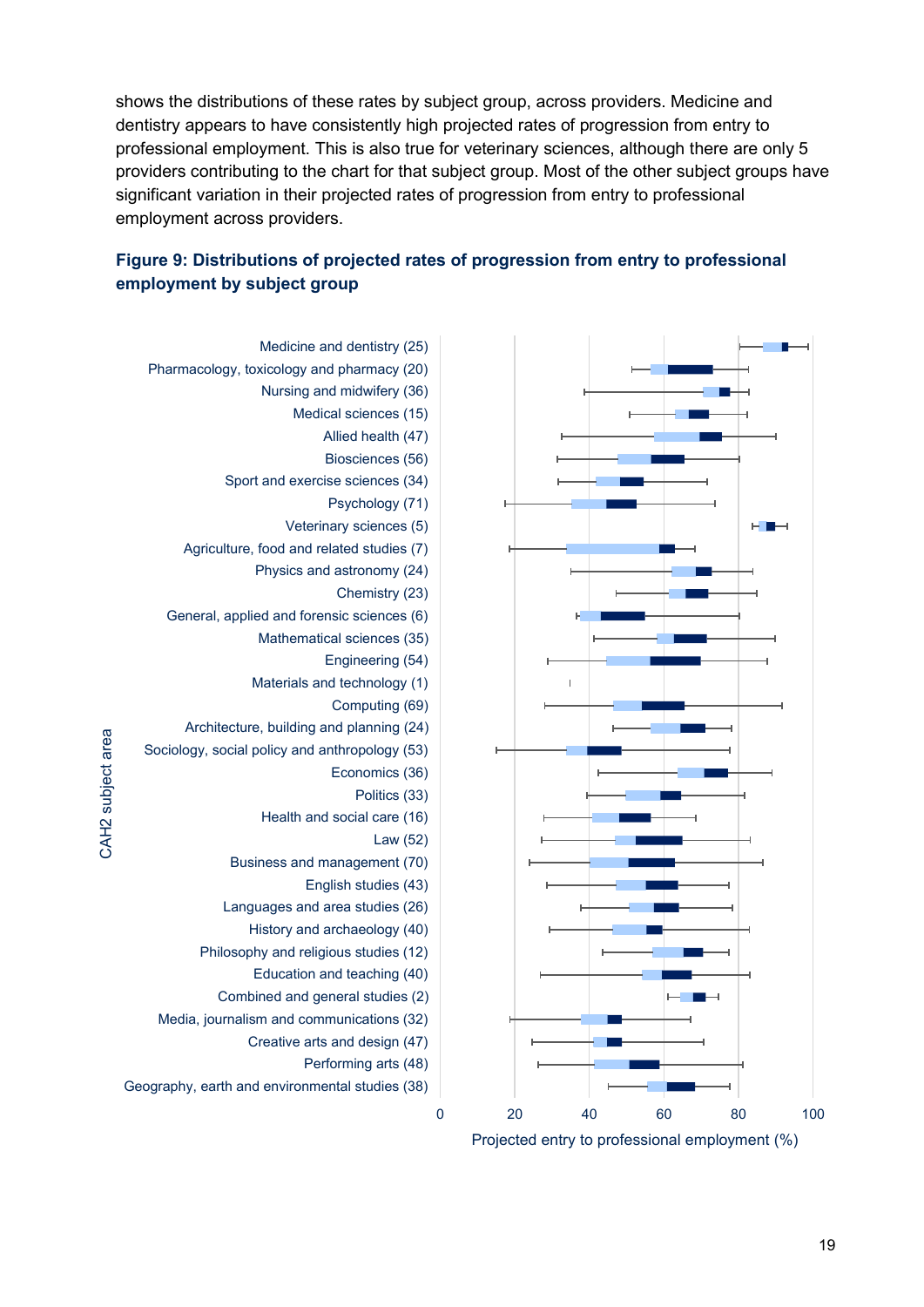shows the distributions of these rates by subject group, across providers. Medicine and dentistry appears to have consistently high projected rates of progression from entry to professional employment. This is also true for veterinary sciences, although there are only 5 providers contributing to the chart for that subject group. Most of the other subject groups have significant variation in their projected rates of progression from entry to professional employment across providers.

**Figure 9: Distributions of projected rates of progression from entry to professional employment by subject group**

CAH2 subject area:

- Medicine and dentistry (25)
- Pharmacology, toxicology and pharmacy (20)
- Nursing and midwifery (36)
- Medical sciences (15)
- Allied health (47)
- Biosciences (56)
- Sport and exercise sciences (34)
- Psychology (71)
- Veterinary sciences (5)
- Agriculture, food and related studies (7)
- Physics and astronomy (24)
- Chemistry (23)
- General, applied and forensic sciences (6)
- Mathematical sciences (35)
- Engineering (54)
- Materials and technology (1)
- Computing (69)
- Architecture, building and planning (24)
- Sociology, social policy and anthropology (53)
- Economics (36)
- Politics (33)
- Health and social care (16)
- Law (52)
- Business and management (70)
- English studies (43)
- Languages and area studies (26)
- History and archaeology (40)
- Philosophy and religious studies (12)
- Education and teaching (40)
- Combined and general studies (2)
- Media, journalism and communications (32)
- Creative arts and design (47)
- Performing arts (48)
- Geography, earth and environmental studies (38)

Projected entry to professional employment (%): 0, 20, 40, 60, 80, 100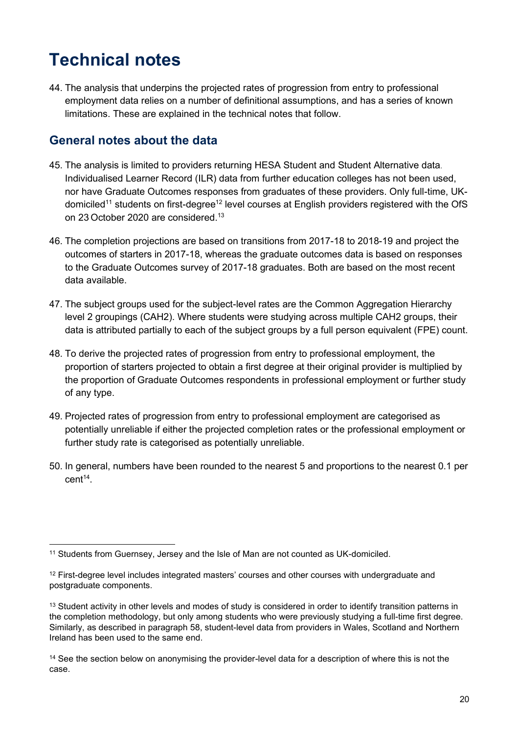# Technical notes

44. The analysis that underpins the projected rates of progression from entry to professional employment data relies on a number of definitional assumptions, and has a series of known limitations. These are explained in the technical notes that follow.

## General notes about the data

45. The analysis is limited to providers returning HESA Student and Student Alternative data. Individualised Learner Record (ILR) data from further education colleges has not been used, nor have Graduate Outcomes responses from graduates of these providers. Only full-time, UK-domiciled[11] students on first-degree[12] level courses at English providers registered with the OfS on 23 October 2020 are considered.[13]

46. The completion projections are based on transitions from 2017-18 to 2018-19 and project the outcomes of starters in 2017-18, whereas the graduate outcomes data is based on responses to the Graduate Outcomes survey of 2017-18 graduates. Both are based on the most recent data available.

47. The subject groups used for the subject-level rates are the Common Aggregation Hierarchy level 2 groupings (CAH2). Where students were studying across multiple CAH2 groups, their data is attributed partially to each of the subject groups by a full person equivalent (FPE) count.

48. To derive the projected rates of progression from entry to professional employment, the proportion of starters projected to obtain a first degree at their original provider is multiplied by the proportion of Graduate Outcomes respondents in professional employment or further study of any type.

49. Projected rates of progression from entry to professional employment are categorised as potentially unreliable if either the projected completion rates or the professional employment or further study rate is categorised as potentially unreliable.

50. In general, numbers have been rounded to the nearest 5 and proportions to the nearest 0.1 per cent[14].

---

[11] Students from Guernsey, Jersey and the Isle of Man are not counted as UK-domiciled.

[12] First-degree level includes integrated masters' courses and other courses with undergraduate and postgraduate components.

[13] Student activity in other levels and modes of study is considered in order to identify transition patterns in the completion methodology, but only among students who were previously studying a full-time first degree. Similarly, as described in paragraph 58, student-level data from providers in Wales, Scotland and Northern Ireland has been used to the same end.

[14] See the section below on anonymising the provider-level data for a description of where this is not the case.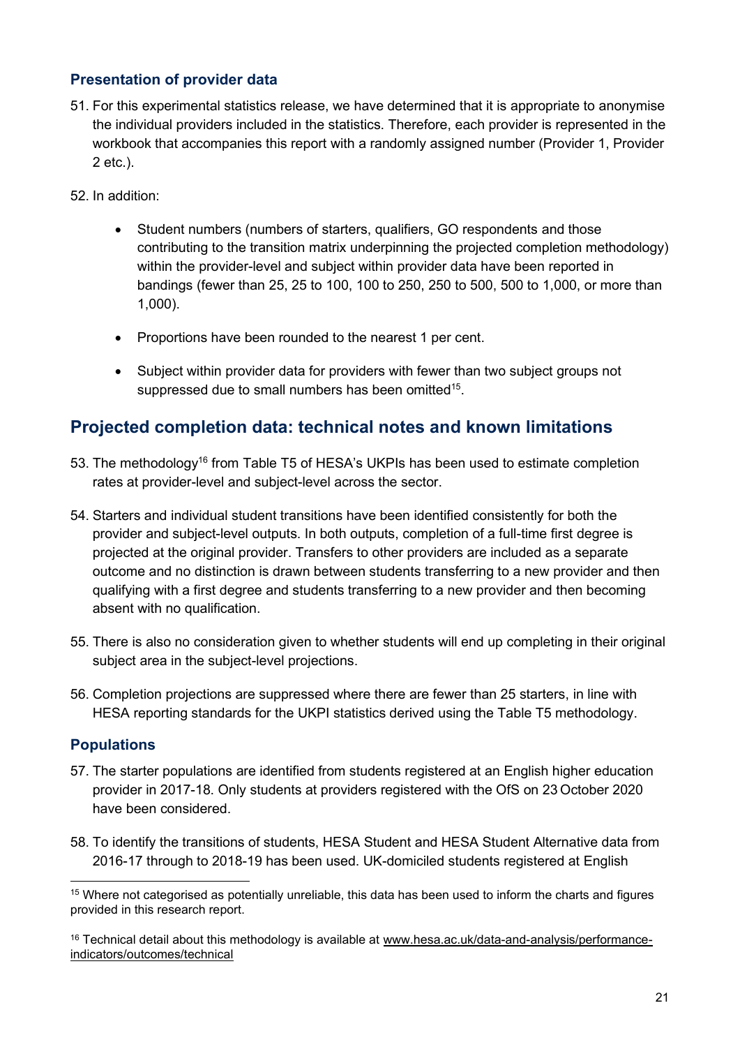### Presentation of provider data

51. For this experimental statistics release, we have determined that it is appropriate to anonymise the individual providers included in the statistics. Therefore, each provider is represented in the workbook that accompanies this report with a randomly assigned number (Provider 1, Provider 2 etc.).

52. In addition:

    - Student numbers (numbers of starters, qualifiers, GO respondents and those contributing to the transition matrix underpinning the projected completion methodology) within the provider-level and subject within provider data have been reported in bandings (fewer than 25, 25 to 100, 100 to 250, 250 to 500, 500 to 1,000, or more than 1,000).

    - Proportions have been rounded to the nearest 1 per cent.

    - Subject within provider data for providers with fewer than two subject groups not suppressed due to small numbers has been omitted[15].

## Projected completion data: technical notes and known limitations

53. The methodology[16] from Table T5 of HESA's UKPIs has been used to estimate completion rates at provider-level and subject-level across the sector.

54. Starters and individual student transitions have been identified consistently for both the provider and subject-level outputs. In both outputs, completion of a full-time first degree is projected at the original provider. Transfers to other providers are included as a separate outcome and no distinction is drawn between students transferring to a new provider and then qualifying with a first degree and students transferring to a new provider and then becoming absent with no qualification.

55. There is also no consideration given to whether students will end up completing in their original subject area in the subject-level projections.

56. Completion projections are suppressed where there are fewer than 25 starters, in line with HESA reporting standards for the UKPI statistics derived using the Table T5 methodology.

### Populations

57. The starter populations are identified from students registered at an English higher education provider in 2017-18. Only students at providers registered with the OfS on 23 October 2020 have been considered.

58. To identify the transitions of students, HESA Student and HESA Student Alternative data from 2016-17 through to 2018-19 has been used. UK-domiciled students registered at English

---

[15] Where not categorised as potentially unreliable, this data has been used to inform the charts and figures provided in this research report.

[16] Technical detail about this methodology is available at www.hesa.ac.uk/data-and-analysis/performance-indicators/outcomes/technical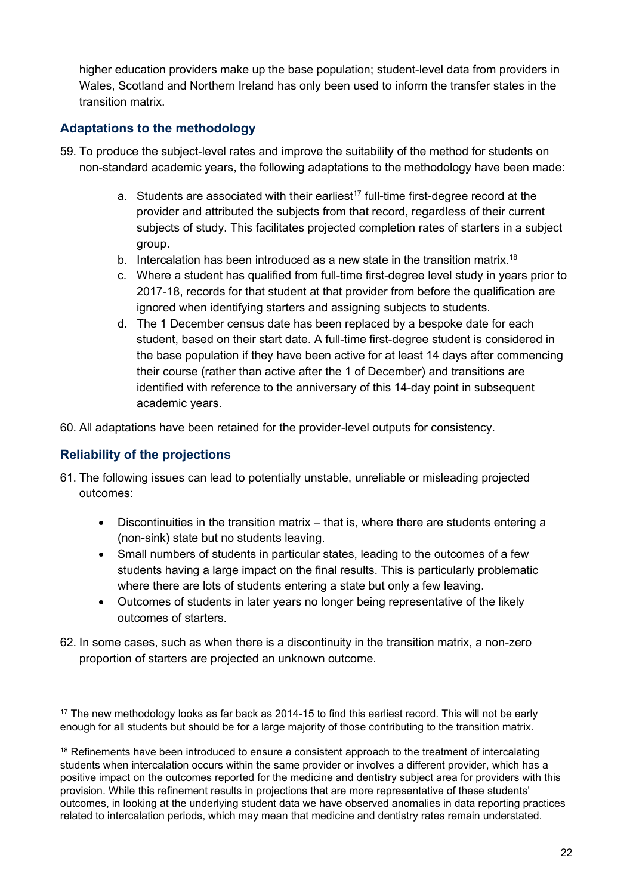higher education providers make up the base population; student-level data from providers in Wales, Scotland and Northern Ireland has only been used to inform the transfer states in the transition matrix.

## Adaptations to the methodology

59. To produce the subject-level rates and improve the suitability of the method for students on non-standard academic years, the following adaptations to the methodology have been made:

    a. Students are associated with their earliest[17] full-time first-degree record at the provider and attributed the subjects from that record, regardless of their current subjects of study. This facilitates projected completion rates of starters in a subject group.

    b. Intercalation has been introduced as a new state in the transition matrix.[18]

    c. Where a student has qualified from full-time first-degree level study in years prior to 2017-18, records for that student at that provider from before the qualification are ignored when identifying starters and assigning subjects to students.

    d. The 1 December census date has been replaced by a bespoke date for each student, based on their start date. A full-time first-degree student is considered in the base population if they have been active for at least 14 days after commencing their course (rather than active after the 1 of December) and transitions are identified with reference to the anniversary of this 14-day point in subsequent academic years.

60. All adaptations have been retained for the provider-level outputs for consistency.

## Reliability of the projections

61. The following issues can lead to potentially unstable, unreliable or misleading projected outcomes:

    - Discontinuities in the transition matrix – that is, where there are students entering a (non-sink) state but no students leaving.
    - Small numbers of students in particular states, leading to the outcomes of a few students having a large impact on the final results. This is particularly problematic where there are lots of students entering a state but only a few leaving.
    - Outcomes of students in later years no longer being representative of the likely outcomes of starters.

62. In some cases, such as when there is a discontinuity in the transition matrix, a non-zero proportion of starters are projected an unknown outcome.

---

[17] The new methodology looks as far back as 2014-15 to find this earliest record. This will not be early enough for all students but should be for a large majority of those contributing to the transition matrix.

[18] Refinements have been introduced to ensure a consistent approach to the treatment of intercalating students when intercalation occurs within the same provider or involves a different provider, which has a positive impact on the outcomes reported for the medicine and dentistry subject area for providers with this provision. While this refinement results in projections that are more representative of these students' outcomes, in looking at the underlying student data we have observed anomalies in data reporting practices related to intercalation periods, which may mean that medicine and dentistry rates remain understated.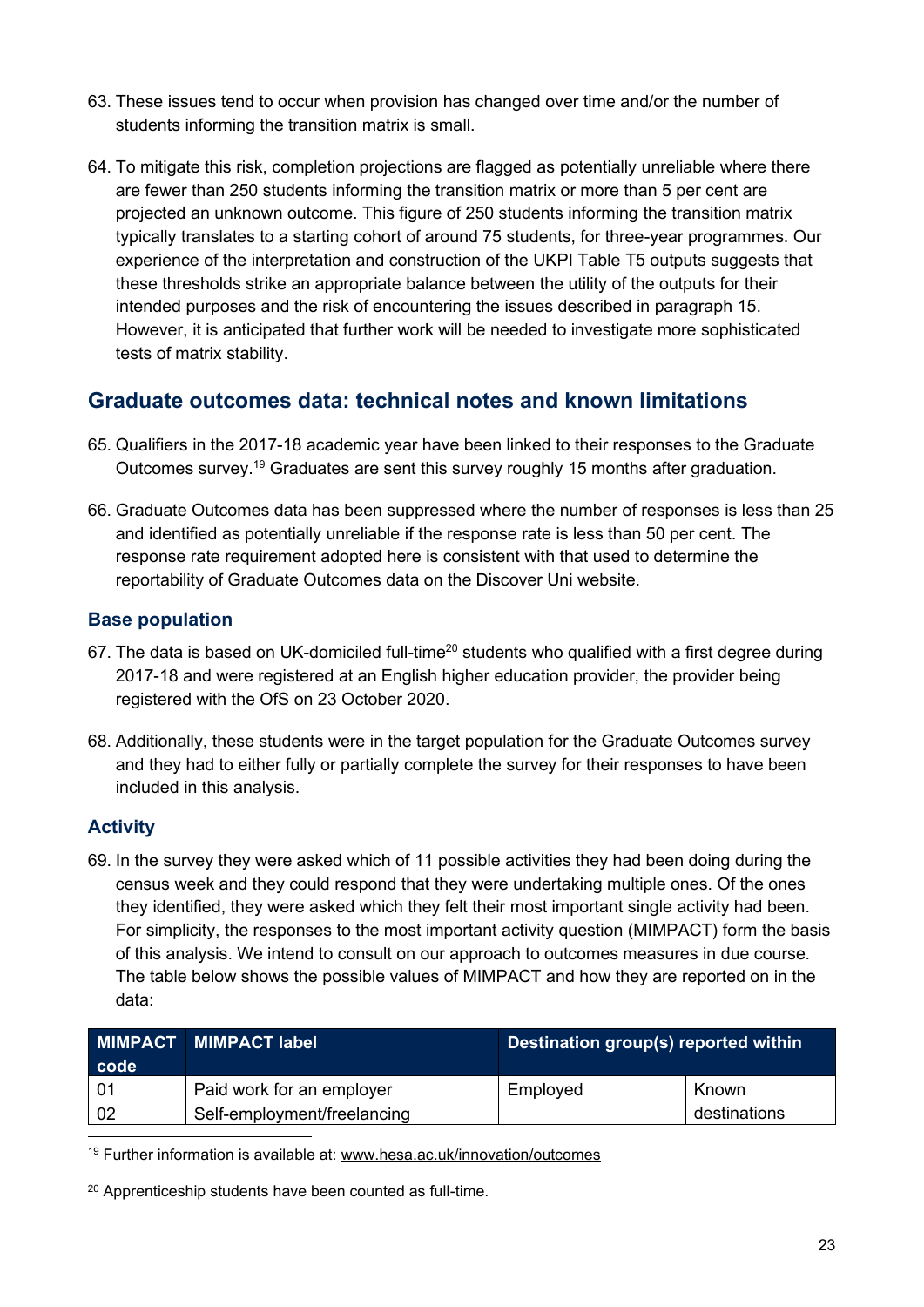63. These issues tend to occur when provision has changed over time and/or the number of students informing the transition matrix is small.

64. To mitigate this risk, completion projections are flagged as potentially unreliable where there are fewer than 250 students informing the transition matrix or more than 5 per cent are projected an unknown outcome. This figure of 250 students informing the transition matrix typically translates to a starting cohort of around 75 students, for three-year programmes. Our experience of the interpretation and construction of the UKPI Table T5 outputs suggests that these thresholds strike an appropriate balance between the utility of the outputs for their intended purposes and the risk of encountering the issues described in paragraph 15. However, it is anticipated that further work will be needed to investigate more sophisticated tests of matrix stability.

## Graduate outcomes data: technical notes and known limitations

65. Qualifiers in the 2017-18 academic year have been linked to their responses to the Graduate Outcomes survey.[19] Graduates are sent this survey roughly 15 months after graduation.

66. Graduate Outcomes data has been suppressed where the number of responses is less than 25 and identified as potentially unreliable if the response rate is less than 50 per cent. The response rate requirement adopted here is consistent with that used to determine the reportability of Graduate Outcomes data on the Discover Uni website.

### Base population

67. The data is based on UK-domiciled full-time[20] students who qualified with a first degree during 2017-18 and were registered at an English higher education provider, the provider being registered with the OfS on 23 October 2020.

68. Additionally, these students were in the target population for the Graduate Outcomes survey and they had to either fully or partially complete the survey for their responses to have been included in this analysis.

### Activity

69. In the survey they were asked which of 11 possible activities they had been doing during the census week and they could respond that they were undertaking multiple ones. Of the ones they identified, they were asked which they felt their most important single activity had been. For simplicity, the responses to the most important activity question (MIMPACT) form the basis of this analysis. We intend to consult on our approach to outcomes measures in due course. The table below shows the possible values of MIMPACT and how they are reported on in the data:

| MIMPACT code | MIMPACT label | Destination group(s) reported within | |
|---|---|---|---|
| 01 | Paid work for an employer | Employed | Known destinations |
| 02 | Self-employment/freelancing | | |

[19] Further information is available at: www.hesa.ac.uk/innovation/outcomes

[20] Apprenticeship students have been counted as full-time.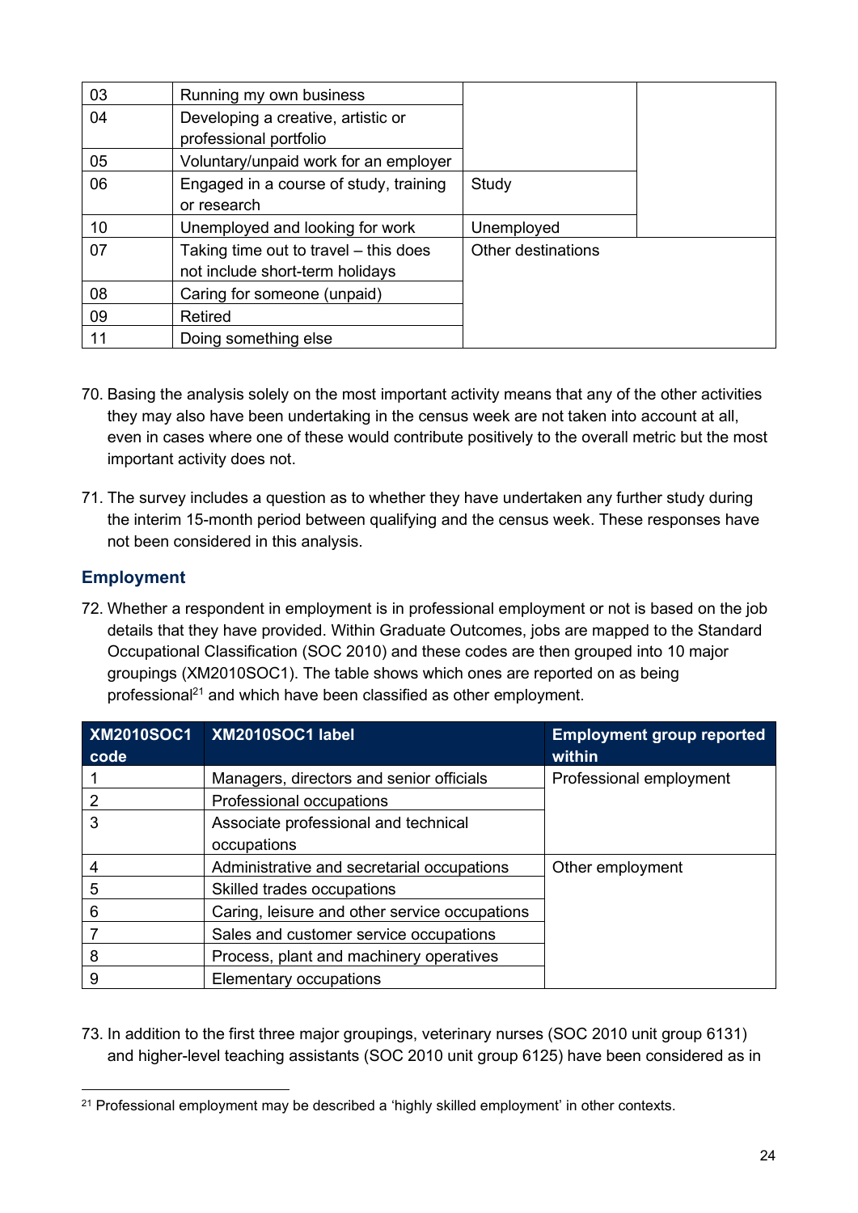| | | | |
|---|---|---|---|
| 03 | Running my own business | | |
| 04 | Developing a creative, artistic or professional portfolio | | |
| 05 | Voluntary/unpaid work for an employer | | |
| 06 | Engaged in a course of study, training or research | Study | |
| 10 | Unemployed and looking for work | Unemployed | |
| 07 | Taking time out to travel – this does not include short-term holidays | Other destinations | |
| 08 | Caring for someone (unpaid) | | |
| 09 | Retired | | |
| 11 | Doing something else | | |

70. Basing the analysis solely on the most important activity means that any of the other activities they may also have been undertaking in the census week are not taken into account at all, even in cases where one of these would contribute positively to the overall metric but the most important activity does not.

71. The survey includes a question as to whether they have undertaken any further study during the interim 15-month period between qualifying and the census week. These responses have not been considered in this analysis.

### Employment

72. Whether a respondent in employment is in professional employment or not is based on the job details that they have provided. Within Graduate Outcomes, jobs are mapped to the Standard Occupational Classification (SOC 2010) and these codes are then grouped into 10 major groupings (XM2010SOC1). The table shows which ones are reported on as being professional[21] and which have been classified as other employment.

| XM2010SOC1 code | XM2010SOC1 label | Employment group reported within |
|---|---|---|
| 1 | Managers, directors and senior officials | Professional employment |
| 2 | Professional occupations | |
| 3 | Associate professional and technical occupations | |
| 4 | Administrative and secretarial occupations | Other employment |
| 5 | Skilled trades occupations | |
| 6 | Caring, leisure and other service occupations | |
| 7 | Sales and customer service occupations | |
| 8 | Process, plant and machinery operatives | |
| 9 | Elementary occupations | |

73. In addition to the first three major groupings, veterinary nurses (SOC 2010 unit group 6131) and higher-level teaching assistants (SOC 2010 unit group 6125) have been considered as in

[21] Professional employment may be described a 'highly skilled employment' in other contexts.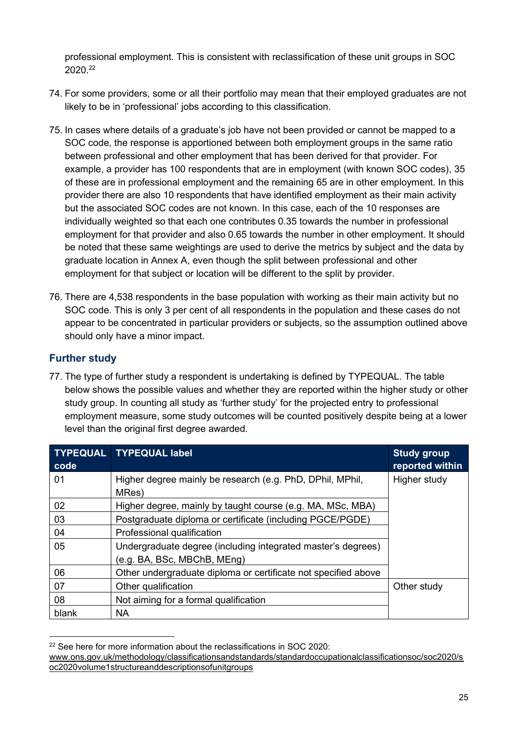professional employment. This is consistent with reclassification of these unit groups in SOC 2020.[22]

74. For some providers, some or all their portfolio may mean that their employed graduates are not likely to be in 'professional' jobs according to this classification.

75. In cases where details of a graduate's job have not been provided or cannot be mapped to a SOC code, the response is apportioned between both employment groups in the same ratio between professional and other employment that has been derived for that provider. For example, a provider has 100 respondents that are in employment (with known SOC codes), 35 of these are in professional employment and the remaining 65 are in other employment. In this provider there are also 10 respondents that have identified employment as their main activity but the associated SOC codes are not known. In this case, each of the 10 responses are individually weighted so that each one contributes 0.35 towards the number in professional employment for that provider and also 0.65 towards the number in other employment. It should be noted that these same weightings are used to derive the metrics by subject and the data by graduate location in Annex A, even though the split between professional and other employment for that subject or location will be different to the split by provider.

76. There are 4,538 respondents in the base population with working as their main activity but no SOC code. This is only 3 per cent of all respondents in the population and these cases do not appear to be concentrated in particular providers or subjects, so the assumption outlined above should only have a minor impact.

## Further study

77. The type of further study a respondent is undertaking is defined by TYPEQUAL. The table below shows the possible values and whether they are reported within the higher study or other study group. In counting all study as 'further study' for the projected entry to professional employment measure, some study outcomes will be counted positively despite being at a lower level than the original first degree awarded.

| TYPEQUAL code | TYPEQUAL label | Study group reported within |
|---|---|---|
| 01 | Higher degree mainly be research (e.g. PhD, DPhil, MPhil, MRes) | Higher study |
| 02 | Higher degree, mainly by taught course (e.g. MA, MSc, MBA) | |
| 03 | Postgraduate diploma or certificate (including PGCE/PGDE) | |
| 04 | Professional qualification | |
| 05 | Undergraduate degree (including integrated master's degrees) (e.g. BA, BSc, MBChB, MEng) | |
| 06 | Other undergraduate diploma or certificate not specified above | |
| 07 | Other qualification | Other study |
| 08 | Not aiming for a formal qualification | |
| blank | NA | |

[22] See here for more information about the reclassifications in SOC 2020: www.ons.gov.uk/methodology/classificationsandstandards/standardoccupationalclassificationsoc/soc2020/soc2020volume1structureanddescriptionsofunitgroups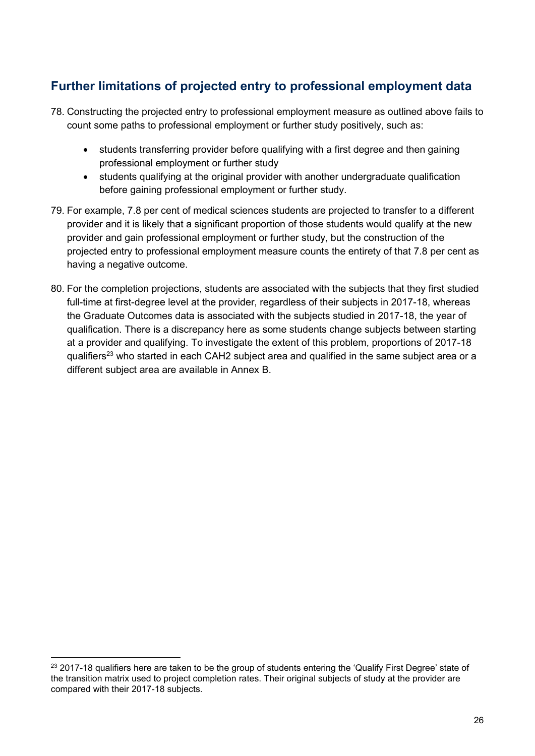## Further limitations of projected entry to professional employment data

78. Constructing the projected entry to professional employment measure as outlined above fails to count some paths to professional employment or further study positively, such as:

    - students transferring provider before qualifying with a first degree and then gaining professional employment or further study
    - students qualifying at the original provider with another undergraduate qualification before gaining professional employment or further study.

79. For example, 7.8 per cent of medical sciences students are projected to transfer to a different provider and it is likely that a significant proportion of those students would qualify at the new provider and gain professional employment or further study, but the construction of the projected entry to professional employment measure counts the entirety of that 7.8 per cent as having a negative outcome.

80. For the completion projections, students are associated with the subjects that they first studied full-time at first-degree level at the provider, regardless of their subjects in 2017-18, whereas the Graduate Outcomes data is associated with the subjects studied in 2017-18, the year of qualification. There is a discrepancy here as some students change subjects between starting at a provider and qualifying. To investigate the extent of this problem, proportions of 2017-18 qualifiers[23] who started in each CAH2 subject area and qualified in the same subject area or a different subject area are available in Annex B.

---

[23] 2017-18 qualifiers here are taken to be the group of students entering the 'Qualify First Degree' state of the transition matrix used to project completion rates. Their original subjects of study at the provider are compared with their 2017-18 subjects.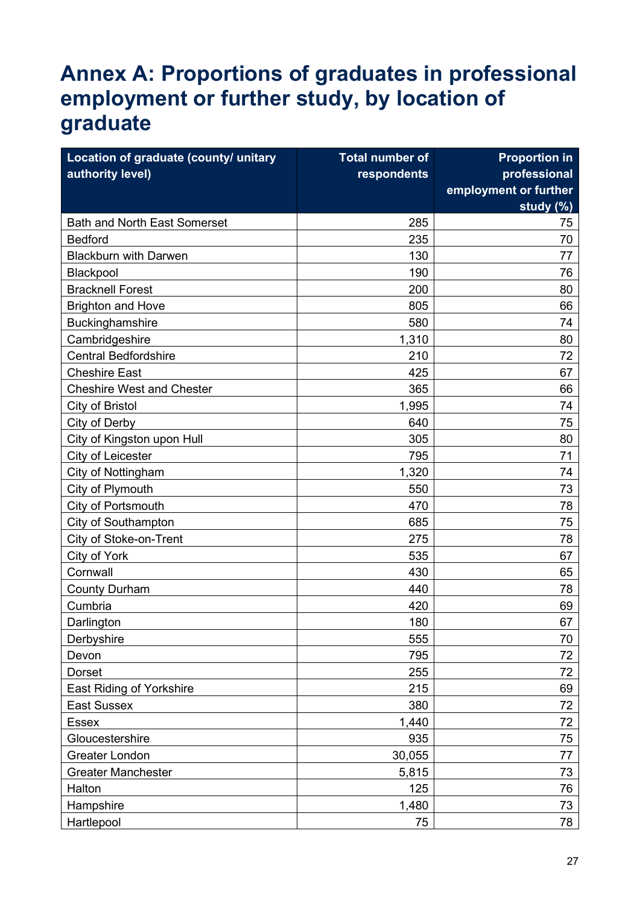# Annex A: Proportions of graduates in professional employment or further study, by location of graduate

| Location of graduate (county/ unitary authority level) | Total number of respondents | Proportion in professional employment or further study (%) |
|---|---|---|
| Bath and North East Somerset | 285 | 75 |
| Bedford | 235 | 70 |
| Blackburn with Darwen | 130 | 77 |
| Blackpool | 190 | 76 |
| Bracknell Forest | 200 | 80 |
| Brighton and Hove | 805 | 66 |
| Buckinghamshire | 580 | 74 |
| Cambridgeshire | 1,310 | 80 |
| Central Bedfordshire | 210 | 72 |
| Cheshire East | 425 | 67 |
| Cheshire West and Chester | 365 | 66 |
| City of Bristol | 1,995 | 74 |
| City of Derby | 640 | 75 |
| City of Kingston upon Hull | 305 | 80 |
| City of Leicester | 795 | 71 |
| City of Nottingham | 1,320 | 74 |
| City of Plymouth | 550 | 73 |
| City of Portsmouth | 470 | 78 |
| City of Southampton | 685 | 75 |
| City of Stoke-on-Trent | 275 | 78 |
| City of York | 535 | 67 |
| Cornwall | 430 | 65 |
| County Durham | 440 | 78 |
| Cumbria | 420 | 69 |
| Darlington | 180 | 67 |
| Derbyshire | 555 | 70 |
| Devon | 795 | 72 |
| Dorset | 255 | 72 |
| East Riding of Yorkshire | 215 | 69 |
| East Sussex | 380 | 72 |
| Essex | 1,440 | 72 |
| Gloucestershire | 935 | 75 |
| Greater London | 30,055 | 77 |
| Greater Manchester | 5,815 | 73 |
| Halton | 125 | 76 |
| Hampshire | 1,480 | 73 |
| Hartlepool | 75 | 78 |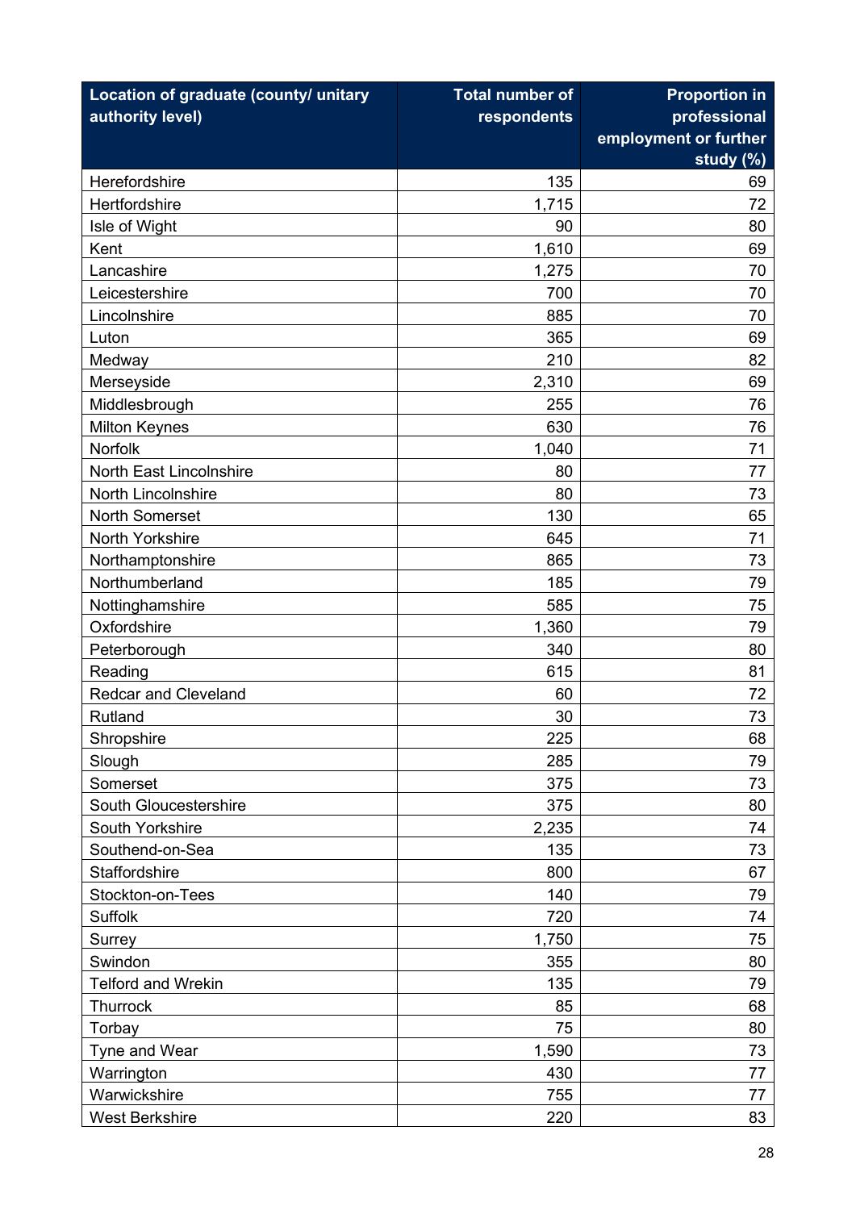| Location of graduate (county/ unitary authority level) | Total number of respondents | Proportion in professional employment or further study (%) |
|---|---|---|
| Herefordshire | 135 | 69 |
| Hertfordshire | 1,715 | 72 |
| Isle of Wight | 90 | 80 |
| Kent | 1,610 | 69 |
| Lancashire | 1,275 | 70 |
| Leicestershire | 700 | 70 |
| Lincolnshire | 885 | 70 |
| Luton | 365 | 69 |
| Medway | 210 | 82 |
| Merseyside | 2,310 | 69 |
| Middlesbrough | 255 | 76 |
| Milton Keynes | 630 | 76 |
| Norfolk | 1,040 | 71 |
| North East Lincolnshire | 80 | 77 |
| North Lincolnshire | 80 | 73 |
| North Somerset | 130 | 65 |
| North Yorkshire | 645 | 71 |
| Northamptonshire | 865 | 73 |
| Northumberland | 185 | 79 |
| Nottinghamshire | 585 | 75 |
| Oxfordshire | 1,360 | 79 |
| Peterborough | 340 | 80 |
| Reading | 615 | 81 |
| Redcar and Cleveland | 60 | 72 |
| Rutland | 30 | 73 |
| Shropshire | 225 | 68 |
| Slough | 285 | 79 |
| Somerset | 375 | 73 |
| South Gloucestershire | 375 | 80 |
| South Yorkshire | 2,235 | 74 |
| Southend-on-Sea | 135 | 73 |
| Staffordshire | 800 | 67 |
| Stockton-on-Tees | 140 | 79 |
| Suffolk | 720 | 74 |
| Surrey | 1,750 | 75 |
| Swindon | 355 | 80 |
| Telford and Wrekin | 135 | 79 |
| Thurrock | 85 | 68 |
| Torbay | 75 | 80 |
| Tyne and Wear | 1,590 | 73 |
| Warrington | 430 | 77 |
| Warwickshire | 755 | 77 |
| West Berkshire | 220 | 83 |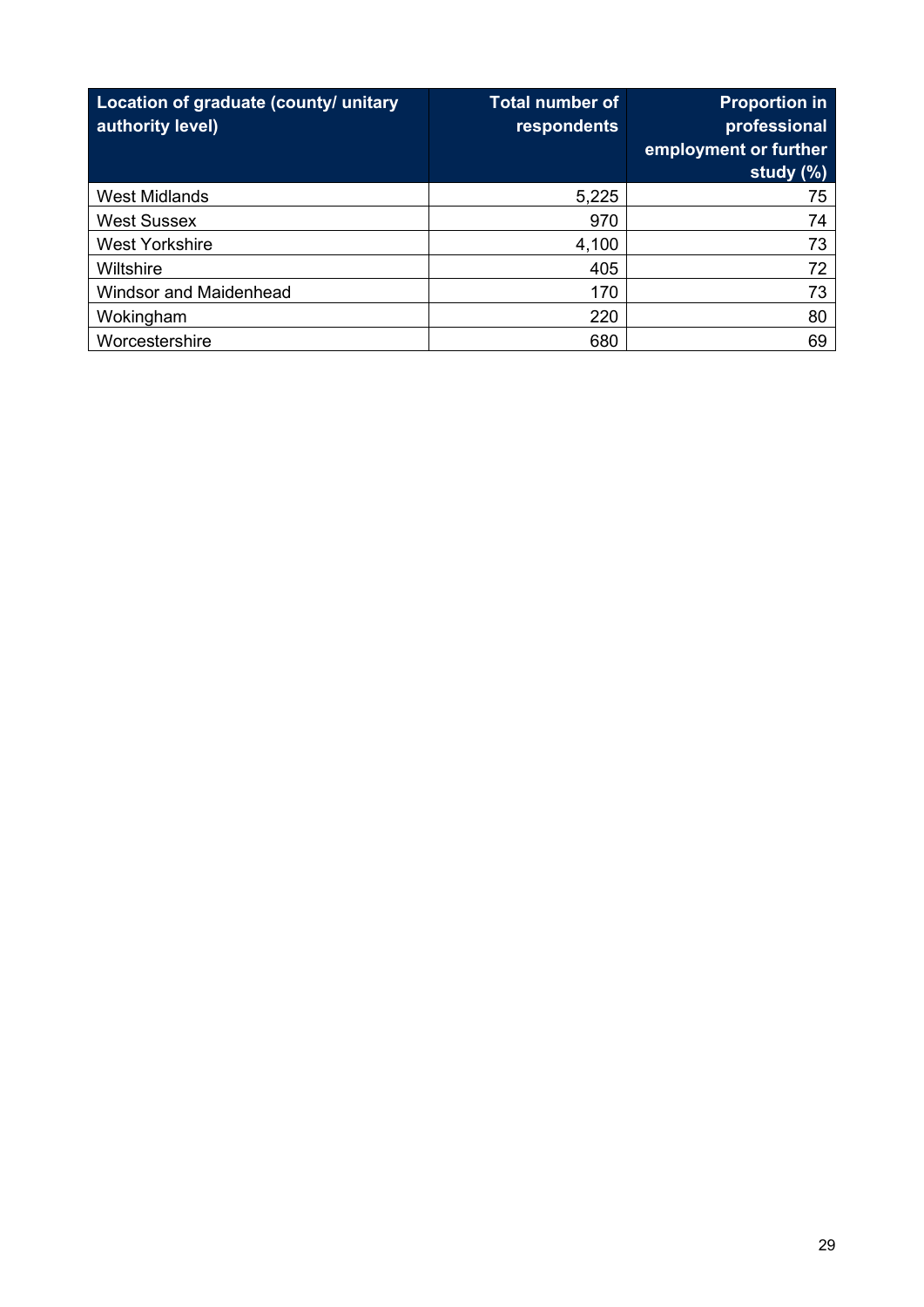| Location of graduate (county/ unitary authority level) | Total number of respondents | Proportion in professional employment or further study (%) |
|---|---|---|
| West Midlands | 5,225 | 75 |
| West Sussex | 970 | 74 |
| West Yorkshire | 4,100 | 73 |
| Wiltshire | 405 | 72 |
| Windsor and Maidenhead | 170 | 73 |
| Wokingham | 220 | 80 |
| Worcestershire | 680 | 69 |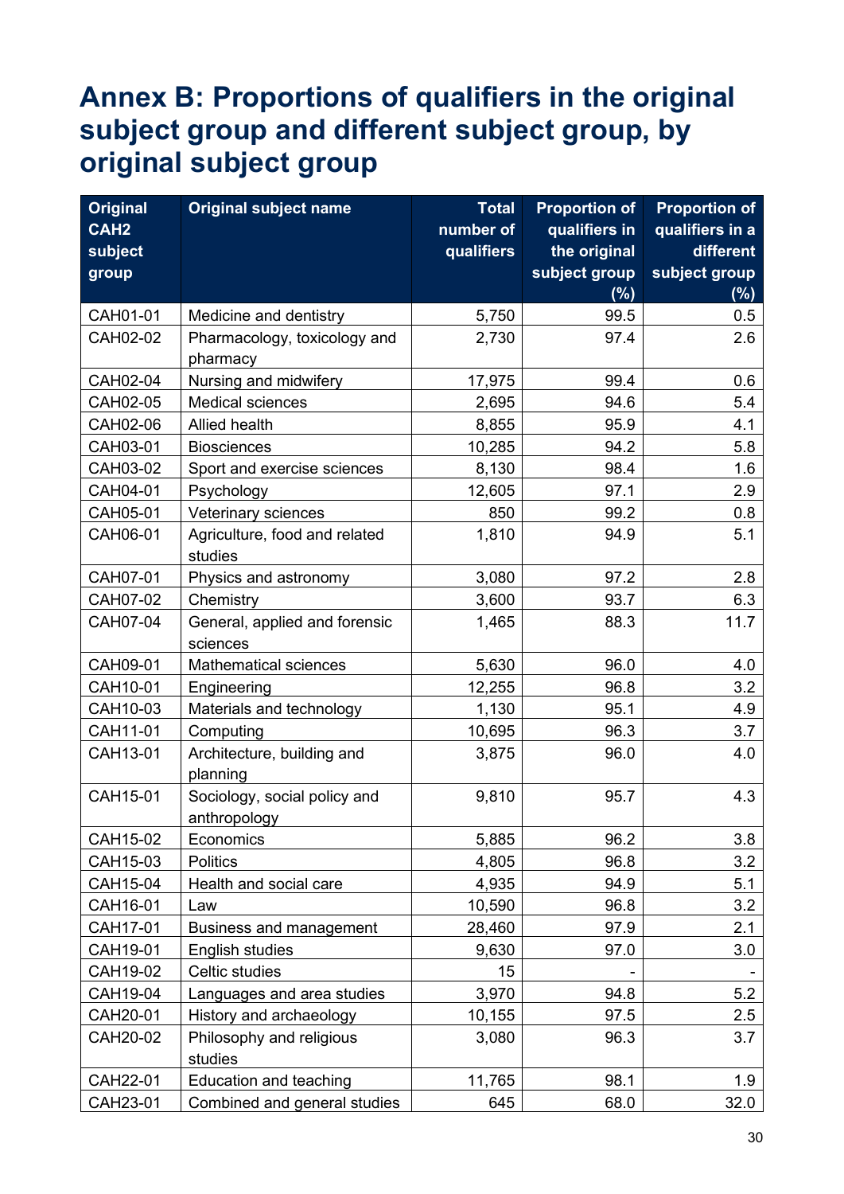# Annex B: Proportions of qualifiers in the original subject group and different subject group, by original subject group

| Original CAH2 subject group | Original subject name | Total number of qualifiers | Proportion of qualifiers in the original subject group (%) | Proportion of qualifiers in a different subject group (%) |
|---|---|---|---|---|
| CAH01-01 | Medicine and dentistry | 5,750 | 99.5 | 0.5 |
| CAH02-02 | Pharmacology, toxicology and pharmacy | 2,730 | 97.4 | 2.6 |
| CAH02-04 | Nursing and midwifery | 17,975 | 99.4 | 0.6 |
| CAH02-05 | Medical sciences | 2,695 | 94.6 | 5.4 |
| CAH02-06 | Allied health | 8,855 | 95.9 | 4.1 |
| CAH03-01 | Biosciences | 10,285 | 94.2 | 5.8 |
| CAH03-02 | Sport and exercise sciences | 8,130 | 98.4 | 1.6 |
| CAH04-01 | Psychology | 12,605 | 97.1 | 2.9 |
| CAH05-01 | Veterinary sciences | 850 | 99.2 | 0.8 |
| CAH06-01 | Agriculture, food and related studies | 1,810 | 94.9 | 5.1 |
| CAH07-01 | Physics and astronomy | 3,080 | 97.2 | 2.8 |
| CAH07-02 | Chemistry | 3,600 | 93.7 | 6.3 |
| CAH07-04 | General, applied and forensic sciences | 1,465 | 88.3 | 11.7 |
| CAH09-01 | Mathematical sciences | 5,630 | 96.0 | 4.0 |
| CAH10-01 | Engineering | 12,255 | 96.8 | 3.2 |
| CAH10-03 | Materials and technology | 1,130 | 95.1 | 4.9 |
| CAH11-01 | Computing | 10,695 | 96.3 | 3.7 |
| CAH13-01 | Architecture, building and planning | 3,875 | 96.0 | 4.0 |
| CAH15-01 | Sociology, social policy and anthropology | 9,810 | 95.7 | 4.3 |
| CAH15-02 | Economics | 5,885 | 96.2 | 3.8 |
| CAH15-03 | Politics | 4,805 | 96.8 | 3.2 |
| CAH15-04 | Health and social care | 4,935 | 94.9 | 5.1 |
| CAH16-01 | Law | 10,590 | 96.8 | 3.2 |
| CAH17-01 | Business and management | 28,460 | 97.9 | 2.1 |
| CAH19-01 | English studies | 9,630 | 97.0 | 3.0 |
| CAH19-02 | Celtic studies | 15 | - | - |
| CAH19-04 | Languages and area studies | 3,970 | 94.8 | 5.2 |
| CAH20-01 | History and archaeology | 10,155 | 97.5 | 2.5 |
| CAH20-02 | Philosophy and religious studies | 3,080 | 96.3 | 3.7 |
| CAH22-01 | Education and teaching | 11,765 | 98.1 | 1.9 |
| CAH23-01 | Combined and general studies | 645 | 68.0 | 32.0 |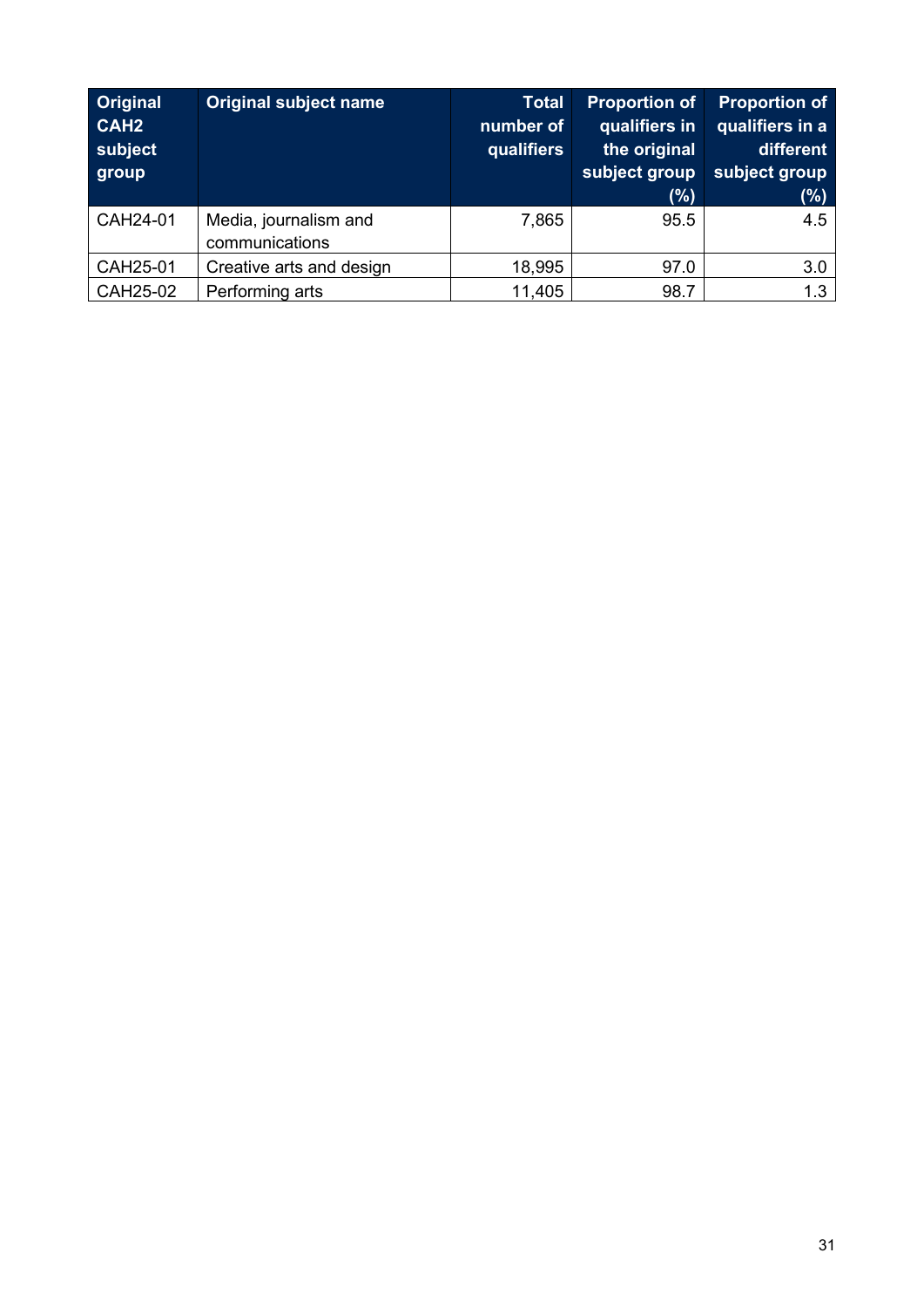| Original CAH2 subject group | Original subject name | Total number of qualifiers | Proportion of qualifiers in the original subject group (%) | Proportion of qualifiers in a different subject group (%) |
|---|---|---|---|---|
| CAH24-01 | Media, journalism and communications | 7,865 | 95.5 | 4.5 |
| CAH25-01 | Creative arts and design | 18,995 | 97.0 | 3.0 |
| CAH25-02 | Performing arts | 11,405 | 98.7 | 1.3 |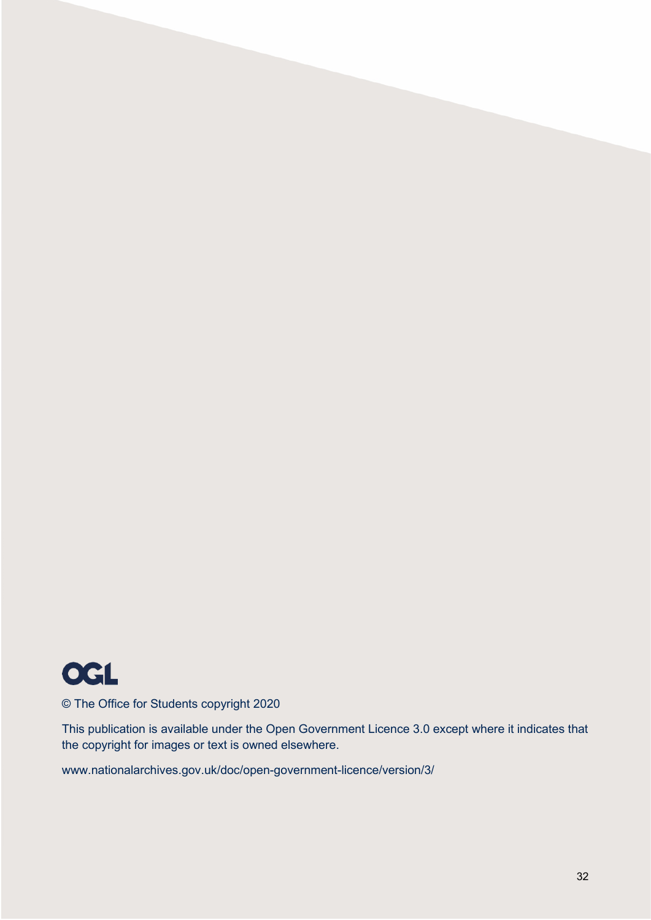OGL

© The Office for Students copyright 2020

This publication is available under the Open Government Licence 3.0 except where it indicates that the copyright for images or text is owned elsewhere.

www.nationalarchives.gov.uk/doc/open-government-licence/version/3/